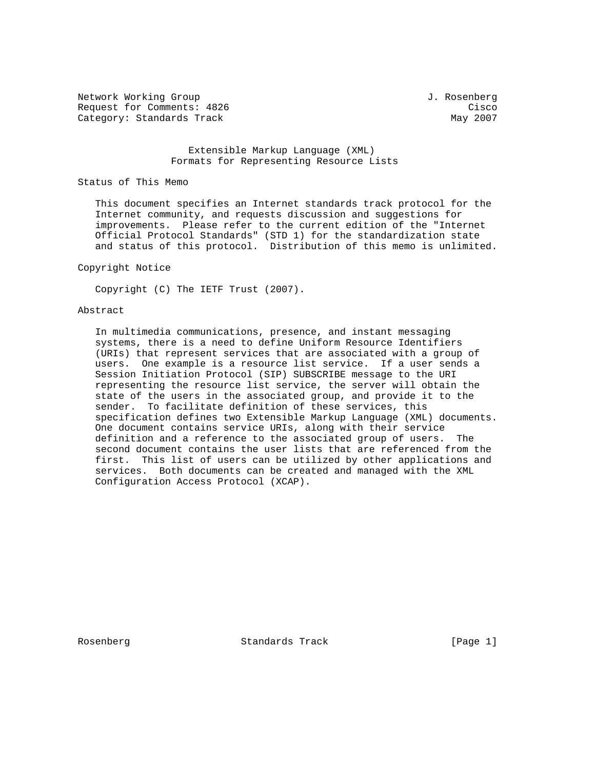Network Working Group J. Rosenberg
Request for Comments: 4826 Cisco
Category: Standards Track May 2007

# Extensible Markup Language (XML) Formats for Representing Resource Lists

## Status of This Memo

This document specifies an Internet standards track protocol for the Internet community, and requests discussion and suggestions for improvements. Please refer to the current edition of the "Internet Official Protocol Standards" (STD 1) for the standardization state and status of this protocol. Distribution of this memo is unlimited.

## Copyright Notice

Copyright (C) The IETF Trust (2007).

## Abstract

In multimedia communications, presence, and instant messaging systems, there is a need to define Uniform Resource Identifiers (URIs) that represent services that are associated with a group of users. One example is a resource list service. If a user sends a Session Initiation Protocol (SIP) SUBSCRIBE message to the URI representing the resource list service, the server will obtain the state of the users in the associated group, and provide it to the sender. To facilitate definition of these services, this specification defines two Extensible Markup Language (XML) documents. One document contains service URIs, along with their service definition and a reference to the associated group of users. The second document contains the user lists that are referenced from the first. This list of users can be utilized by other applications and services. Both documents can be created and managed with the XML Configuration Access Protocol (XCAP).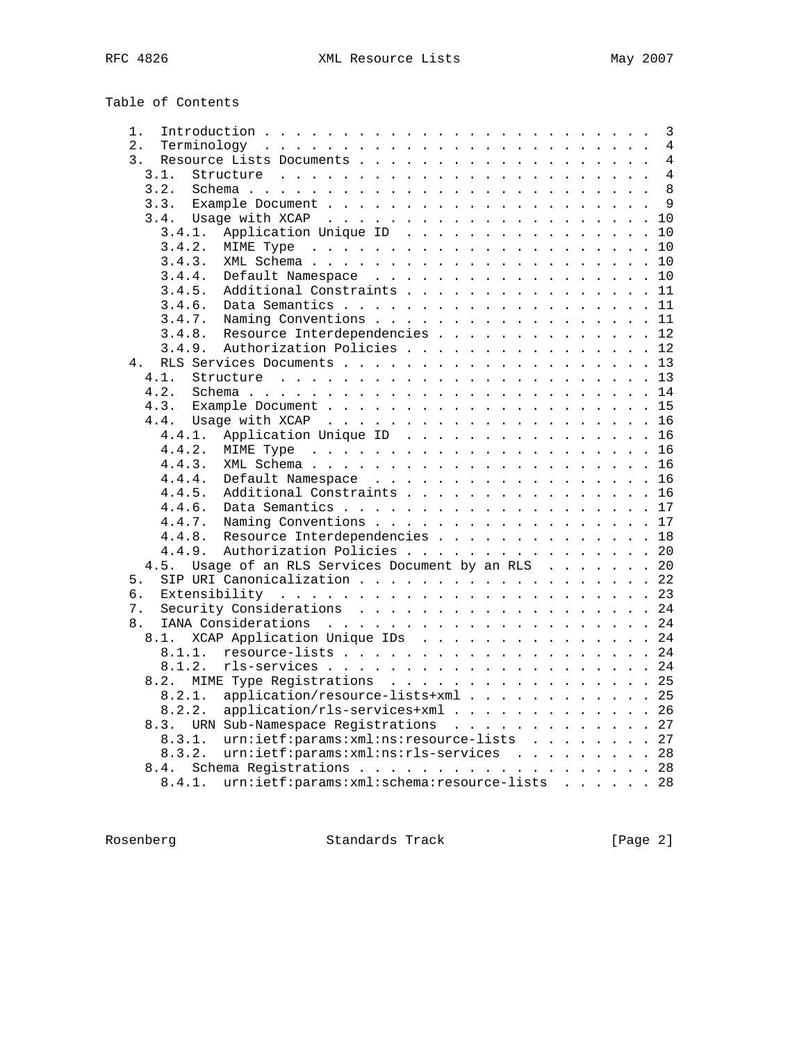Table of Contents

```
   1.  Introduction . . . . . . . . . . . . . . . . . . . . . . . . .  3
   2.  Terminology  . . . . . . . . . . . . . . . . . . . . . . . . .  4
   3.  Resource Lists Documents . . . . . . . . . . . . . . . . . . .  4
     3.1.  Structure  . . . . . . . . . . . . . . . . . . . . . . . .  4
     3.2.  Schema . . . . . . . . . . . . . . . . . . . . . . . . . .  8
     3.3.  Example Document . . . . . . . . . . . . . . . . . . . . .  9
     3.4.  Usage with XCAP  . . . . . . . . . . . . . . . . . . . . . 10
       3.4.1.  Application Unique ID  . . . . . . . . . . . . . . . . 10
       3.4.2.  MIME Type  . . . . . . . . . . . . . . . . . . . . . . 10
       3.4.3.  XML Schema . . . . . . . . . . . . . . . . . . . . . . 10
       3.4.4.  Default Namespace  . . . . . . . . . . . . . . . . . . 10
       3.4.5.  Additional Constraints . . . . . . . . . . . . . . . . 11
       3.4.6.  Data Semantics . . . . . . . . . . . . . . . . . . . . 11
       3.4.7.  Naming Conventions . . . . . . . . . . . . . . . . . . 11
       3.4.8.  Resource Interdependencies . . . . . . . . . . . . . . 12
       3.4.9.  Authorization Policies . . . . . . . . . . . . . . . . 12
   4.  RLS Services Documents . . . . . . . . . . . . . . . . . . . . 13
     4.1.  Structure  . . . . . . . . . . . . . . . . . . . . . . . . 13
     4.2.  Schema . . . . . . . . . . . . . . . . . . . . . . . . . . 14
     4.3.  Example Document . . . . . . . . . . . . . . . . . . . . . 15
     4.4.  Usage with XCAP  . . . . . . . . . . . . . . . . . . . . . 16
       4.4.1.  Application Unique ID  . . . . . . . . . . . . . . . . 16
       4.4.2.  MIME Type  . . . . . . . . . . . . . . . . . . . . . . 16
       4.4.3.  XML Schema . . . . . . . . . . . . . . . . . . . . . . 16
       4.4.4.  Default Namespace  . . . . . . . . . . . . . . . . . . 16
       4.4.5.  Additional Constraints . . . . . . . . . . . . . . . . 16
       4.4.6.  Data Semantics . . . . . . . . . . . . . . . . . . . . 17
       4.4.7.  Naming Conventions . . . . . . . . . . . . . . . . . . 17
       4.4.8.  Resource Interdependencies . . . . . . . . . . . . . . 18
       4.4.9.  Authorization Policies . . . . . . . . . . . . . . . . 20
     4.5.  Usage of an RLS Services Document by an RLS  . . . . . . . 20
   5.  SIP URI Canonicalization . . . . . . . . . . . . . . . . . . . 22
   6.  Extensibility  . . . . . . . . . . . . . . . . . . . . . . . . 23
   7.  Security Considerations  . . . . . . . . . . . . . . . . . . . 24
   8.  IANA Considerations  . . . . . . . . . . . . . . . . . . . . . 24
     8.1.  XCAP Application Unique IDs  . . . . . . . . . . . . . . . 24
       8.1.1.  resource-lists . . . . . . . . . . . . . . . . . . . . 24
       8.1.2.  rls-services . . . . . . . . . . . . . . . . . . . . . 24
     8.2.  MIME Type Registrations  . . . . . . . . . . . . . . . . . 25
       8.2.1.  application/resource-lists+xml . . . . . . . . . . . . 25
       8.2.2.  application/rls-services+xml . . . . . . . . . . . . . 26
     8.3.  URN Sub-Namespace Registrations  . . . . . . . . . . . . . 27
       8.3.1.  urn:ietf:params:xml:ns:resource-lists  . . . . . . . . 27
       8.3.2.  urn:ietf:params:xml:ns:rls-services  . . . . . . . . . 28
     8.4.  Schema Registrations . . . . . . . . . . . . . . . . . . . 28
       8.4.1.  urn:ietf:params:xml:schema:resource-lists  . . . . . . 28
```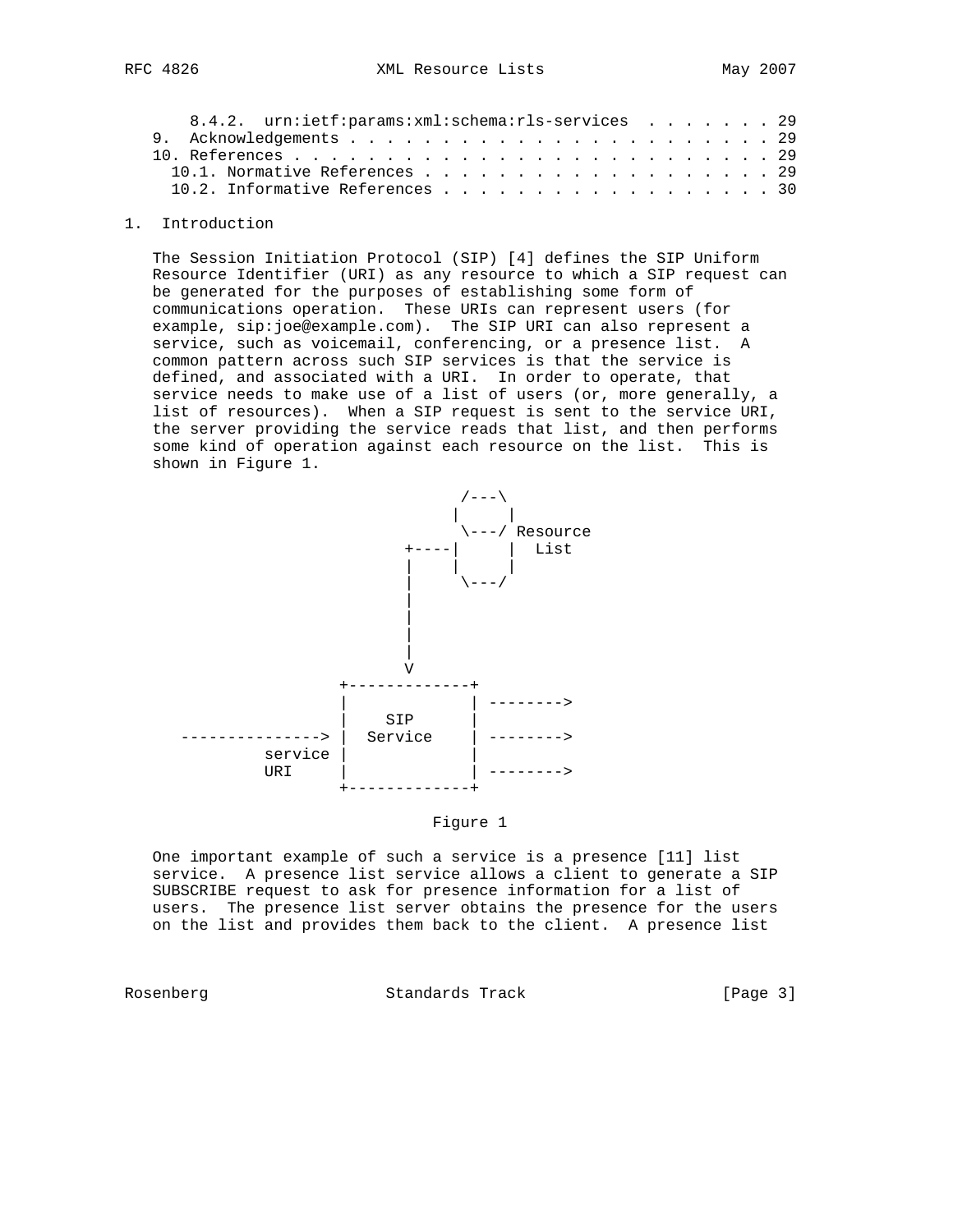8.4.2. urn:ietf:params:xml:schema:rls-services . . . . . . . 29
9. Acknowledgements . . . . . . . . . . . . . . . . . . . . . . . . 29
10. References . . . . . . . . . . . . . . . . . . . . . . . . . . 29
10.1. Normative References . . . . . . . . . . . . . . . . . . . 29
10.2. Informative References . . . . . . . . . . . . . . . . . . 30

## 1. Introduction

The Session Initiation Protocol (SIP) [4] defines the SIP Uniform Resource Identifier (URI) as any resource to which a SIP request can be generated for the purposes of establishing some form of communications operation. These URIs can represent users (for example, sip:joe@example.com). The SIP URI can also represent a service, such as voicemail, conferencing, or a presence list. A common pattern across such SIP services is that the service is defined, and associated with a URI. In order to operate, that service needs to make use of a list of users (or, more generally, a list of resources). When a SIP request is sent to the service URI, the server providing the service reads that list, and then performs some kind of operation against each resource on the list. This is shown in Figure 1.

```
                                  /---\
                                 |     |
                                  \---/ Resource
                             +----|     |  List
                             |    |     |
                             |     \---/
                             |
                             |
                             |
                             |
                             V
                      +-------------+
                      |             | -------->
                      |    SIP      |
     ---------------> |  Service    | -------->
             service  |             |
             URI      |             | -------->
                      +-------------+
```

Figure 1

One important example of such a service is a presence [11] list service. A presence list service allows a client to generate a SIP SUBSCRIBE request to ask for presence information for a list of users. The presence list server obtains the presence for the users on the list and provides them back to the client. A presence list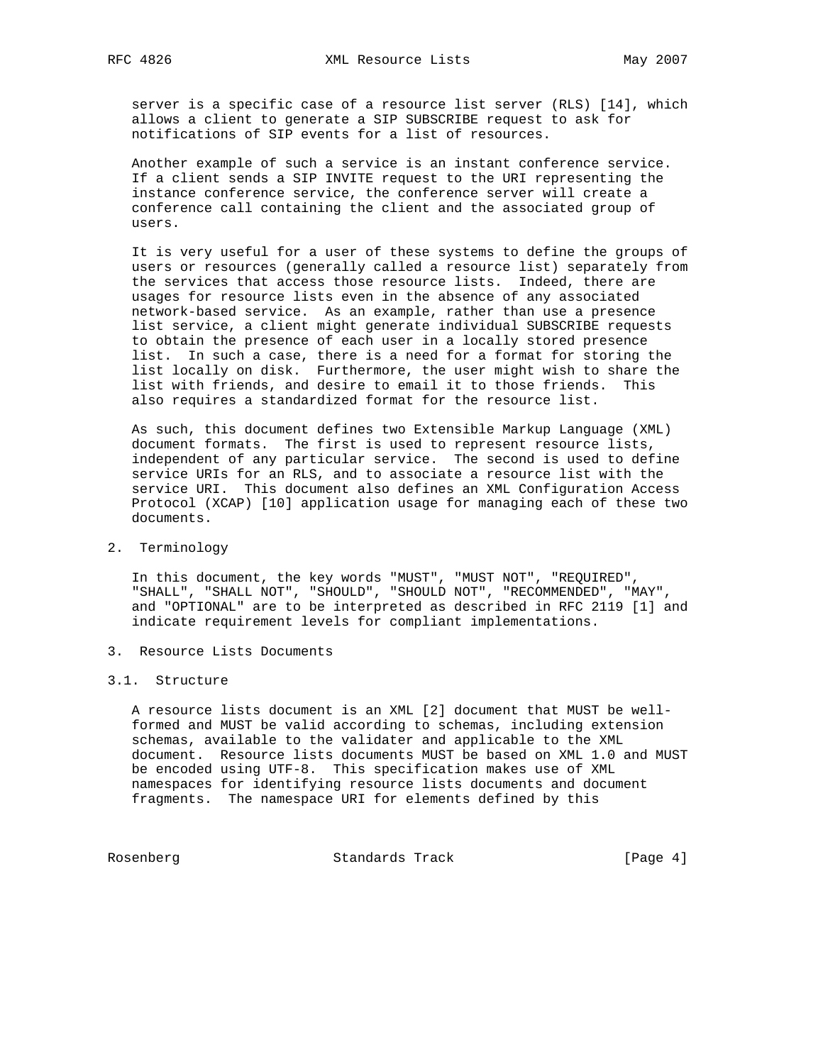server is a specific case of a resource list server (RLS) [14], which allows a client to generate a SIP SUBSCRIBE request to ask for notifications of SIP events for a list of resources.

Another example of such a service is an instant conference service. If a client sends a SIP INVITE request to the URI representing the instance conference service, the conference server will create a conference call containing the client and the associated group of users.

It is very useful for a user of these systems to define the groups of users or resources (generally called a resource list) separately from the services that access those resource lists. Indeed, there are usages for resource lists even in the absence of any associated network-based service. As an example, rather than use a presence list service, a client might generate individual SUBSCRIBE requests to obtain the presence of each user in a locally stored presence list. In such a case, there is a need for a format for storing the list locally on disk. Furthermore, the user might wish to share the list with friends, and desire to email it to those friends. This also requires a standardized format for the resource list.

As such, this document defines two Extensible Markup Language (XML) document formats. The first is used to represent resource lists, independent of any particular service. The second is used to define service URIs for an RLS, and to associate a resource list with the service URI. This document also defines an XML Configuration Access Protocol (XCAP) [10] application usage for managing each of these two documents.

## 2. Terminology

In this document, the key words "MUST", "MUST NOT", "REQUIRED", "SHALL", "SHALL NOT", "SHOULD", "SHOULD NOT", "RECOMMENDED", "MAY", and "OPTIONAL" are to be interpreted as described in RFC 2119 [1] and indicate requirement levels for compliant implementations.

## 3. Resource Lists Documents

### 3.1. Structure

A resource lists document is an XML [2] document that MUST be well-formed and MUST be valid according to schemas, including extension schemas, available to the validater and applicable to the XML document. Resource lists documents MUST be based on XML 1.0 and MUST be encoded using UTF-8. This specification makes use of XML namespaces for identifying resource lists documents and document fragments. The namespace URI for elements defined by this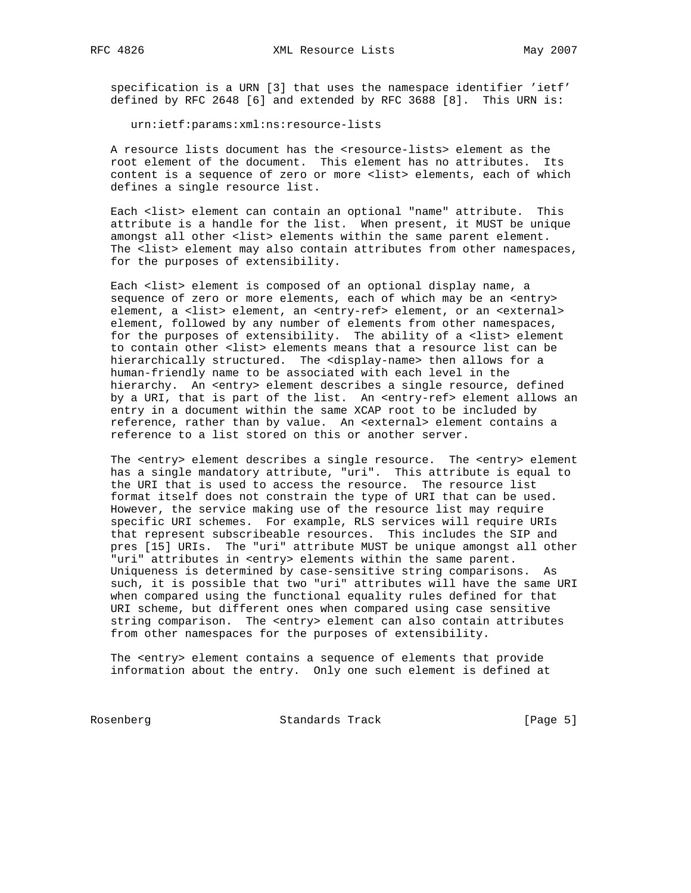specification is a URN [3] that uses the namespace identifier 'ietf' defined by RFC 2648 [6] and extended by RFC 3688 [8]. This URN is:

```
urn:ietf:params:xml:ns:resource-lists
```

A resource lists document has the <resource-lists> element as the root element of the document. This element has no attributes. Its content is a sequence of zero or more <list> elements, each of which defines a single resource list.

Each <list> element can contain an optional "name" attribute. This attribute is a handle for the list. When present, it MUST be unique amongst all other <list> elements within the same parent element. The <list> element may also contain attributes from other namespaces, for the purposes of extensibility.

Each <list> element is composed of an optional display name, a sequence of zero or more elements, each of which may be an <entry> element, a <list> element, an <entry-ref> element, or an <external> element, followed by any number of elements from other namespaces, for the purposes of extensibility. The ability of a <list> element to contain other <list> elements means that a resource list can be hierarchically structured. The <display-name> then allows for a human-friendly name to be associated with each level in the hierarchy. An <entry> element describes a single resource, defined by a URI, that is part of the list. An <entry-ref> element allows an entry in a document within the same XCAP root to be included by reference, rather than by value. An <external> element contains a reference to a list stored on this or another server.

The <entry> element describes a single resource. The <entry> element has a single mandatory attribute, "uri". This attribute is equal to the URI that is used to access the resource. The resource list format itself does not constrain the type of URI that can be used. However, the service making use of the resource list may require specific URI schemes. For example, RLS services will require URIs that represent subscribeable resources. This includes the SIP and pres [15] URIs. The "uri" attribute MUST be unique amongst all other "uri" attributes in <entry> elements within the same parent. Uniqueness is determined by case-sensitive string comparisons. As such, it is possible that two "uri" attributes will have the same URI when compared using the functional equality rules defined for that URI scheme, but different ones when compared using case sensitive string comparison. The <entry> element can also contain attributes from other namespaces for the purposes of extensibility.

The <entry> element contains a sequence of elements that provide information about the entry. Only one such element is defined at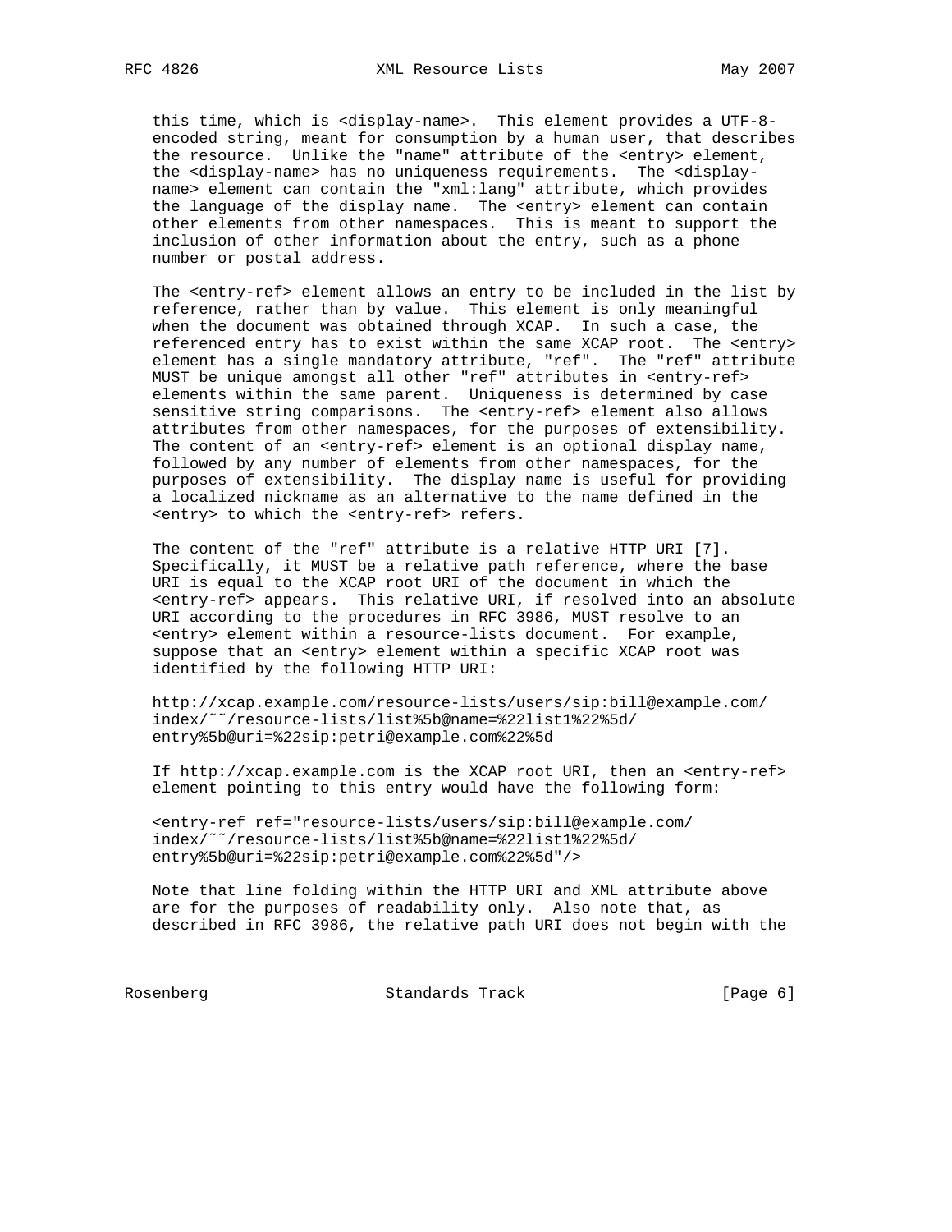this time, which is <display-name>. This element provides a UTF-8-encoded string, meant for consumption by a human user, that describes the resource. Unlike the "name" attribute of the <entry> element, the <display-name> has no uniqueness requirements. The <display-name> element can contain the "xml:lang" attribute, which provides the language of the display name. The <entry> element can contain other elements from other namespaces. This is meant to support the inclusion of other information about the entry, such as a phone number or postal address.

The <entry-ref> element allows an entry to be included in the list by reference, rather than by value. This element is only meaningful when the document was obtained through XCAP. In such a case, the referenced entry has to exist within the same XCAP root. The <entry> element has a single mandatory attribute, "ref". The "ref" attribute MUST be unique amongst all other "ref" attributes in <entry-ref> elements within the same parent. Uniqueness is determined by case sensitive string comparisons. The <entry-ref> element also allows attributes from other namespaces, for the purposes of extensibility. The content of an <entry-ref> element is an optional display name, followed by any number of elements from other namespaces, for the purposes of extensibility. The display name is useful for providing a localized nickname as an alternative to the name defined in the <entry> to which the <entry-ref> refers.

The content of the "ref" attribute is a relative HTTP URI [7]. Specifically, it MUST be a relative path reference, where the base URI is equal to the XCAP root URI of the document in which the <entry-ref> appears. This relative URI, if resolved into an absolute URI according to the procedures in RFC 3986, MUST resolve to an <entry> element within a resource-lists document. For example, suppose that an <entry> element within a specific XCAP root was identified by the following HTTP URI:

```
http://xcap.example.com/resource-lists/users/sip:bill@example.com/
index/~~/resource-lists/list%5b@name=%22list1%22%5d/
entry%5b@uri=%22sip:petri@example.com%22%5d
```

If http://xcap.example.com is the XCAP root URI, then an <entry-ref> element pointing to this entry would have the following form:

```
<entry-ref ref="resource-lists/users/sip:bill@example.com/
index/~~/resource-lists/list%5b@name=%22list1%22%5d/
entry%5b@uri=%22sip:petri@example.com%22%5d"/>
```

Note that line folding within the HTTP URI and XML attribute above are for the purposes of readability only. Also note that, as described in RFC 3986, the relative path URI does not begin with the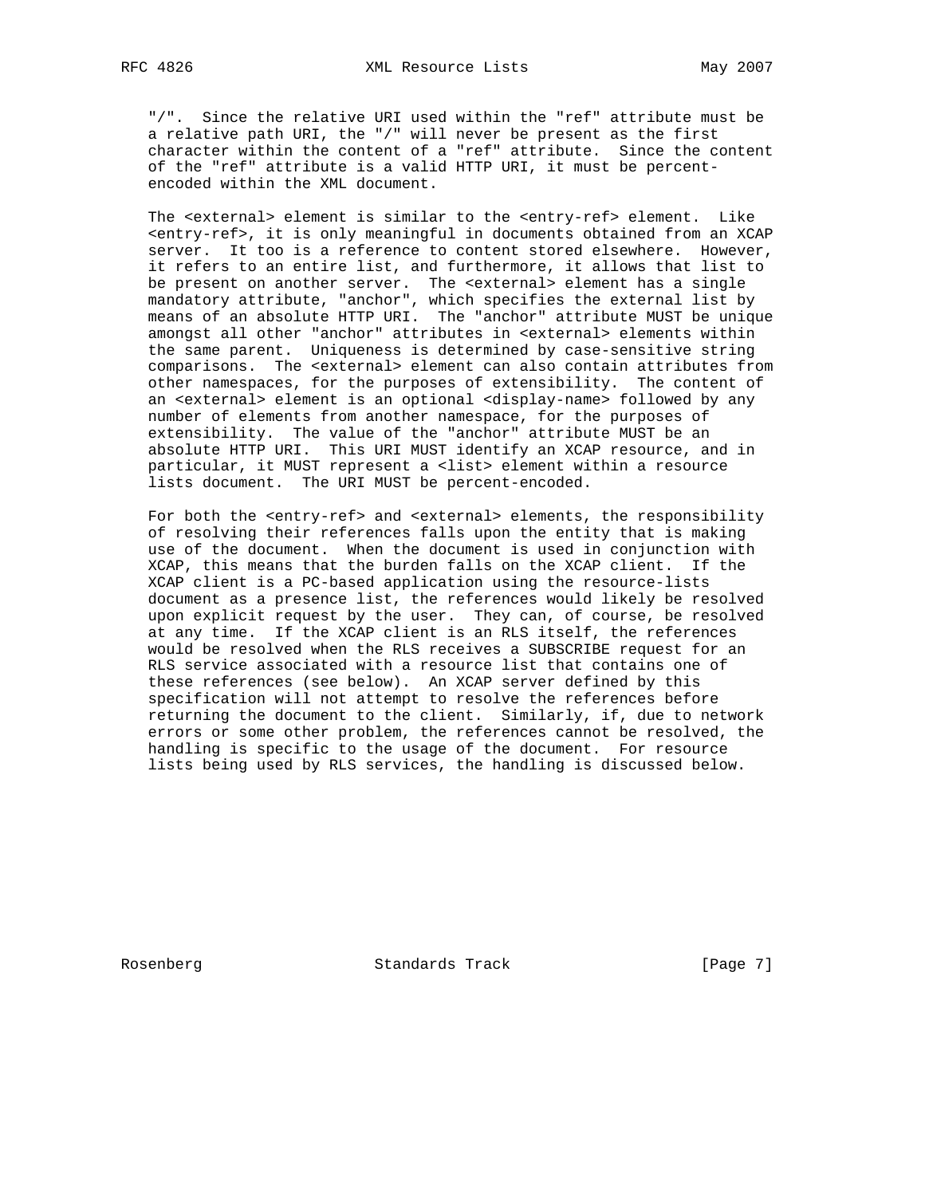"/". Since the relative URI used within the "ref" attribute must be a relative path URI, the "/" will never be present as the first character within the content of a "ref" attribute. Since the content of the "ref" attribute is a valid HTTP URI, it must be percent-encoded within the XML document.

The <external> element is similar to the <entry-ref> element. Like <entry-ref>, it is only meaningful in documents obtained from an XCAP server. It too is a reference to content stored elsewhere. However, it refers to an entire list, and furthermore, it allows that list to be present on another server. The <external> element has a single mandatory attribute, "anchor", which specifies the external list by means of an absolute HTTP URI. The "anchor" attribute MUST be unique amongst all other "anchor" attributes in <external> elements within the same parent. Uniqueness is determined by case-sensitive string comparisons. The <external> element can also contain attributes from other namespaces, for the purposes of extensibility. The content of an <external> element is an optional <display-name> followed by any number of elements from another namespace, for the purposes of extensibility. The value of the "anchor" attribute MUST be an absolute HTTP URI. This URI MUST identify an XCAP resource, and in particular, it MUST represent a <list> element within a resource lists document. The URI MUST be percent-encoded.

For both the <entry-ref> and <external> elements, the responsibility of resolving their references falls upon the entity that is making use of the document. When the document is used in conjunction with XCAP, this means that the burden falls on the XCAP client. If the XCAP client is a PC-based application using the resource-lists document as a presence list, the references would likely be resolved upon explicit request by the user. They can, of course, be resolved at any time. If the XCAP client is an RLS itself, the references would be resolved when the RLS receives a SUBSCRIBE request for an RLS service associated with a resource list that contains one of these references (see below). An XCAP server defined by this specification will not attempt to resolve the references before returning the document to the client. Similarly, if, due to network errors or some other problem, the references cannot be resolved, the handling is specific to the usage of the document. For resource lists being used by RLS services, the handling is discussed below.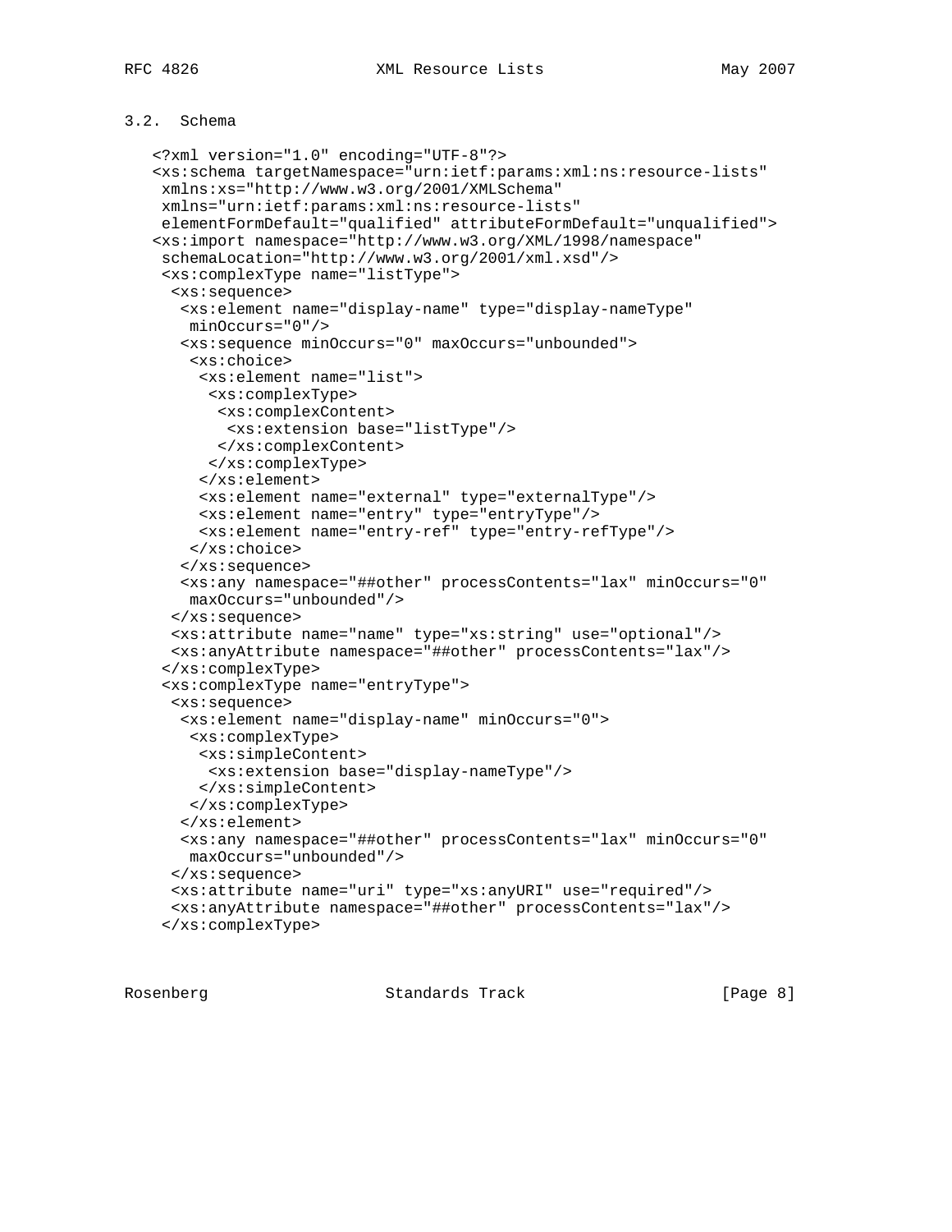### 3.2. Schema

```
<?xml version="1.0" encoding="UTF-8"?>
<xs:schema targetNamespace="urn:ietf:params:xml:ns:resource-lists"
 xmlns:xs="http://www.w3.org/2001/XMLSchema"
 xmlns="urn:ietf:params:xml:ns:resource-lists"
 elementFormDefault="qualified" attributeFormDefault="unqualified">
<xs:import namespace="http://www.w3.org/XML/1998/namespace"
 schemaLocation="http://www.w3.org/2001/xml.xsd"/>
 <xs:complexType name="listType">
  <xs:sequence>
   <xs:element name="display-name" type="display-nameType"
    minOccurs="0"/>
   <xs:sequence minOccurs="0" maxOccurs="unbounded">
    <xs:choice>
     <xs:element name="list">
      <xs:complexType>
       <xs:complexContent>
        <xs:extension base="listType"/>
       </xs:complexContent>
      </xs:complexType>
     </xs:element>
     <xs:element name="external" type="externalType"/>
     <xs:element name="entry" type="entryType"/>
     <xs:element name="entry-ref" type="entry-refType"/>
    </xs:choice>
   </xs:sequence>
   <xs:any namespace="##other" processContents="lax" minOccurs="0"
    maxOccurs="unbounded"/>
  </xs:sequence>
  <xs:attribute name="name" type="xs:string" use="optional"/>
  <xs:anyAttribute namespace="##other" processContents="lax"/>
 </xs:complexType>
 <xs:complexType name="entryType">
  <xs:sequence>
   <xs:element name="display-name" minOccurs="0">
    <xs:complexType>
     <xs:simpleContent>
      <xs:extension base="display-nameType"/>
     </xs:simpleContent>
    </xs:complexType>
   </xs:element>
   <xs:any namespace="##other" processContents="lax" minOccurs="0"
    maxOccurs="unbounded"/>
  </xs:sequence>
  <xs:attribute name="uri" type="xs:anyURI" use="required"/>
  <xs:anyAttribute namespace="##other" processContents="lax"/>
 </xs:complexType>
```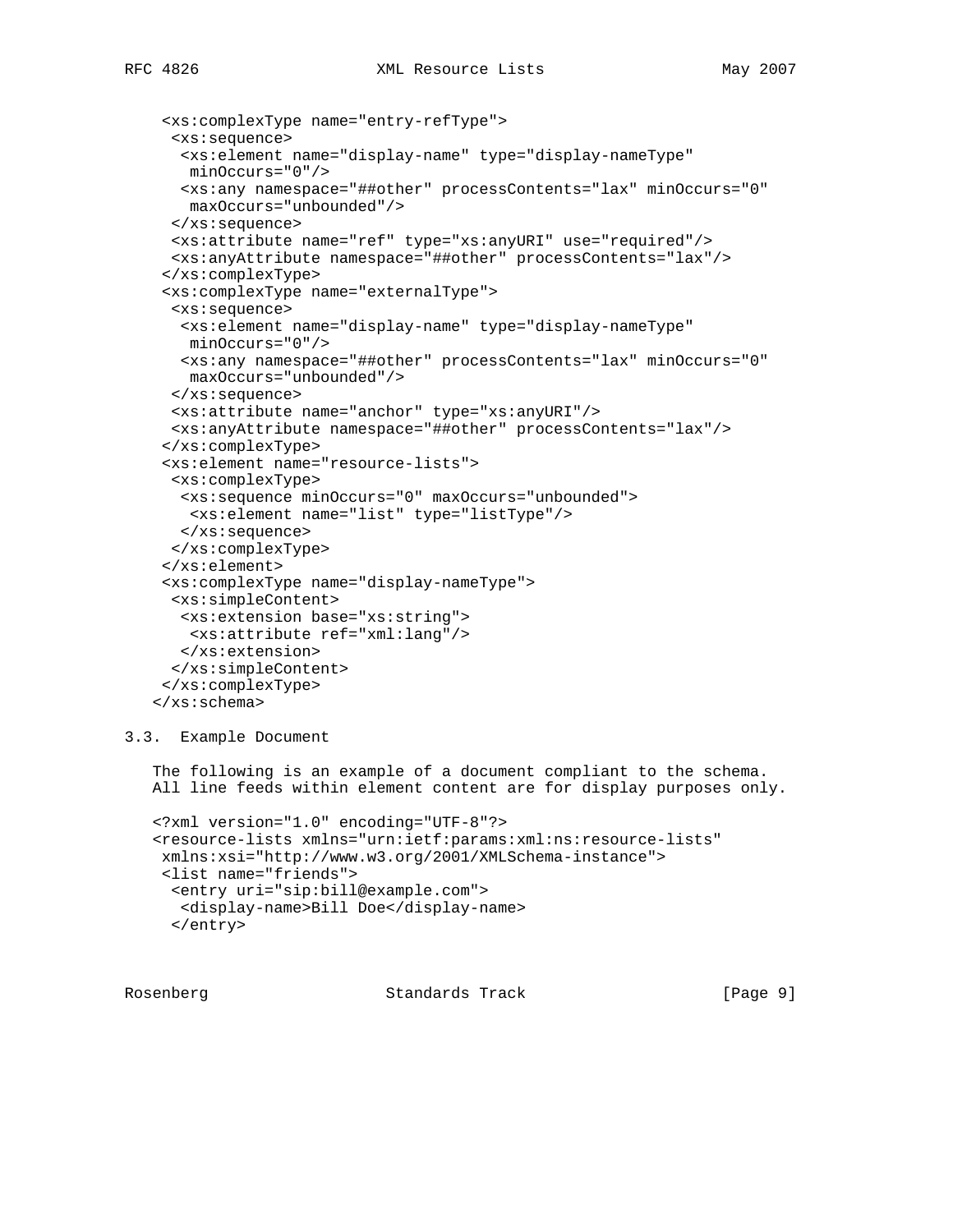```
 <xs:complexType name="entry-refType">
  <xs:sequence>
   <xs:element name="display-name" type="display-nameType"
    minOccurs="0"/>
   <xs:any namespace="##other" processContents="lax" minOccurs="0"
    maxOccurs="unbounded"/>
  </xs:sequence>
  <xs:attribute name="ref" type="xs:anyURI" use="required"/>
  <xs:anyAttribute namespace="##other" processContents="lax"/>
 </xs:complexType>
 <xs:complexType name="externalType">
  <xs:sequence>
   <xs:element name="display-name" type="display-nameType"
    minOccurs="0"/>
   <xs:any namespace="##other" processContents="lax" minOccurs="0"
    maxOccurs="unbounded"/>
  </xs:sequence>
  <xs:attribute name="anchor" type="xs:anyURI"/>
  <xs:anyAttribute namespace="##other" processContents="lax"/>
 </xs:complexType>
 <xs:element name="resource-lists">
  <xs:complexType>
   <xs:sequence minOccurs="0" maxOccurs="unbounded">
    <xs:element name="list" type="listType"/>
   </xs:sequence>
  </xs:complexType>
 </xs:element>
 <xs:complexType name="display-nameType">
  <xs:simpleContent>
   <xs:extension base="xs:string">
    <xs:attribute ref="xml:lang"/>
   </xs:extension>
  </xs:simpleContent>
 </xs:complexType>
</xs:schema>
```

### 3.3. Example Document

The following is an example of a document compliant to the schema. All line feeds within element content are for display purposes only.

```
<?xml version="1.0" encoding="UTF-8"?>
<resource-lists xmlns="urn:ietf:params:xml:ns:resource-lists"
 xmlns:xsi="http://www.w3.org/2001/XMLSchema-instance">
 <list name="friends">
  <entry uri="sip:bill@example.com">
   <display-name>Bill Doe</display-name>
  </entry>
```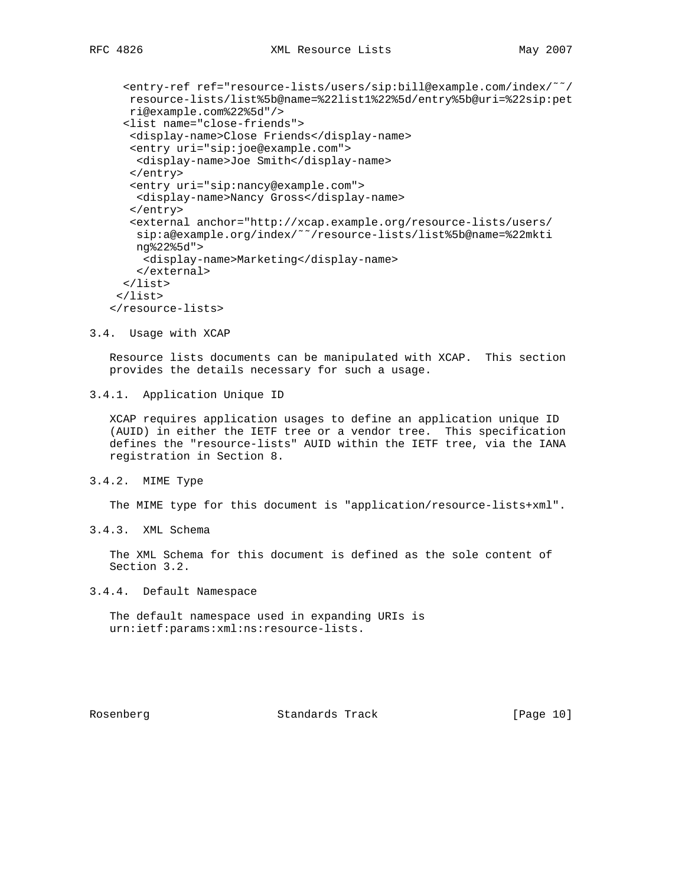```
     <entry-ref ref="resource-lists/users/sip:bill@example.com/index/~~/
      resource-lists/list%5b@name=%22list1%22%5d/entry%5b@uri=%22sip:pet
      ri@example.com%22%5d"/>
     <list name="close-friends">
      <display-name>Close Friends</display-name>
      <entry uri="sip:joe@example.com">
       <display-name>Joe Smith</display-name>
      </entry>
      <entry uri="sip:nancy@example.com">
       <display-name>Nancy Gross</display-name>
      </entry>
      <external anchor="http://xcap.example.org/resource-lists/users/
       sip:a@example.org/index/~~/resource-lists/list%5b@name=%22mkti
       ng%22%5d">
        <display-name>Marketing</display-name>
       </external>
     </list>
    </list>
   </resource-lists>
```

### 3.4. Usage with XCAP

Resource lists documents can be manipulated with XCAP. This section provides the details necessary for such a usage.

#### 3.4.1. Application Unique ID

XCAP requires application usages to define an application unique ID (AUID) in either the IETF tree or a vendor tree. This specification defines the "resource-lists" AUID within the IETF tree, via the IANA registration in Section 8.

#### 3.4.2. MIME Type

The MIME type for this document is "application/resource-lists+xml".

#### 3.4.3. XML Schema

The XML Schema for this document is defined as the sole content of Section 3.2.

#### 3.4.4. Default Namespace

The default namespace used in expanding URIs is urn:ietf:params:xml:ns:resource-lists.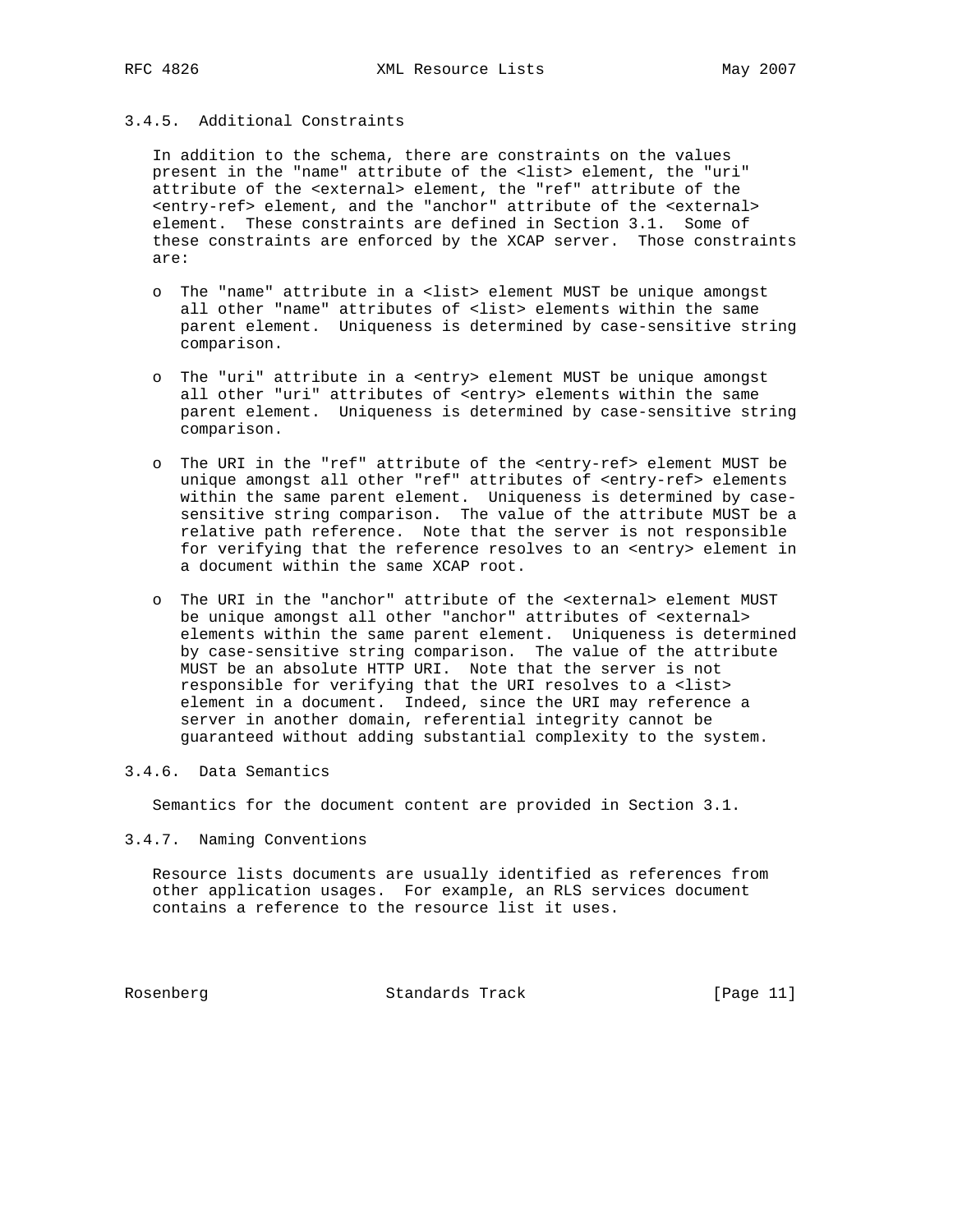### 3.4.5. Additional Constraints

In addition to the schema, there are constraints on the values present in the "name" attribute of the <list> element, the "uri" attribute of the <external> element, the "ref" attribute of the <entry-ref> element, and the "anchor" attribute of the <external> element. These constraints are defined in Section 3.1. Some of these constraints are enforced by the XCAP server. Those constraints are:

- The "name" attribute in a <list> element MUST be unique amongst all other "name" attributes of <list> elements within the same parent element. Uniqueness is determined by case-sensitive string comparison.

- The "uri" attribute in a <entry> element MUST be unique amongst all other "uri" attributes of <entry> elements within the same parent element. Uniqueness is determined by case-sensitive string comparison.

- The URI in the "ref" attribute of the <entry-ref> element MUST be unique amongst all other "ref" attributes of <entry-ref> elements within the same parent element. Uniqueness is determined by case-sensitive string comparison. The value of the attribute MUST be a relative path reference. Note that the server is not responsible for verifying that the reference resolves to an <entry> element in a document within the same XCAP root.

- The URI in the "anchor" attribute of the <external> element MUST be unique amongst all other "anchor" attributes of <external> elements within the same parent element. Uniqueness is determined by case-sensitive string comparison. The value of the attribute MUST be an absolute HTTP URI. Note that the server is not responsible for verifying that the URI resolves to a <list> element in a document. Indeed, since the URI may reference a server in another domain, referential integrity cannot be guaranteed without adding substantial complexity to the system.

### 3.4.6. Data Semantics

Semantics for the document content are provided in Section 3.1.

### 3.4.7. Naming Conventions

Resource lists documents are usually identified as references from other application usages. For example, an RLS services document contains a reference to the resource list it uses.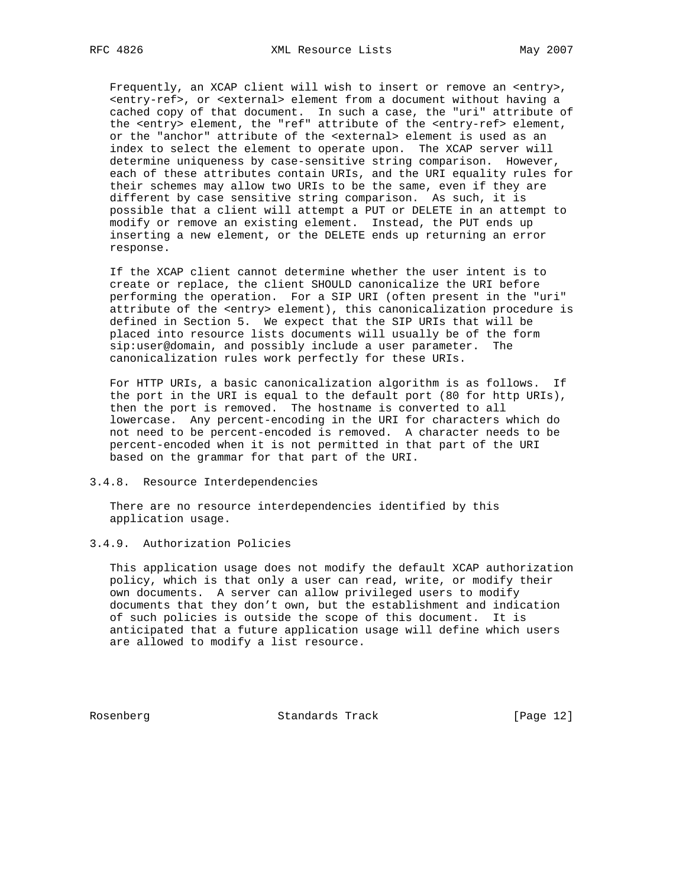Frequently, an XCAP client will wish to insert or remove an <entry>, <entry-ref>, or <external> element from a document without having a cached copy of that document. In such a case, the "uri" attribute of the <entry> element, the "ref" attribute of the <entry-ref> element, or the "anchor" attribute of the <external> element is used as an index to select the element to operate upon. The XCAP server will determine uniqueness by case-sensitive string comparison. However, each of these attributes contain URIs, and the URI equality rules for their schemes may allow two URIs to be the same, even if they are different by case sensitive string comparison. As such, it is possible that a client will attempt a PUT or DELETE in an attempt to modify or remove an existing element. Instead, the PUT ends up inserting a new element, or the DELETE ends up returning an error response.

If the XCAP client cannot determine whether the user intent is to create or replace, the client SHOULD canonicalize the URI before performing the operation. For a SIP URI (often present in the "uri" attribute of the <entry> element), this canonicalization procedure is defined in Section 5. We expect that the SIP URIs that will be placed into resource lists documents will usually be of the form sip:user@domain, and possibly include a user parameter. The canonicalization rules work perfectly for these URIs.

For HTTP URIs, a basic canonicalization algorithm is as follows. If the port in the URI is equal to the default port (80 for http URIs), then the port is removed. The hostname is converted to all lowercase. Any percent-encoding in the URI for characters which do not need to be percent-encoded is removed. A character needs to be percent-encoded when it is not permitted in that part of the URI based on the grammar for that part of the URI.

#### 3.4.8. Resource Interdependencies

There are no resource interdependencies identified by this application usage.

#### 3.4.9. Authorization Policies

This application usage does not modify the default XCAP authorization policy, which is that only a user can read, write, or modify their own documents. A server can allow privileged users to modify documents that they don't own, but the establishment and indication of such policies is outside the scope of this document. It is anticipated that a future application usage will define which users are allowed to modify a list resource.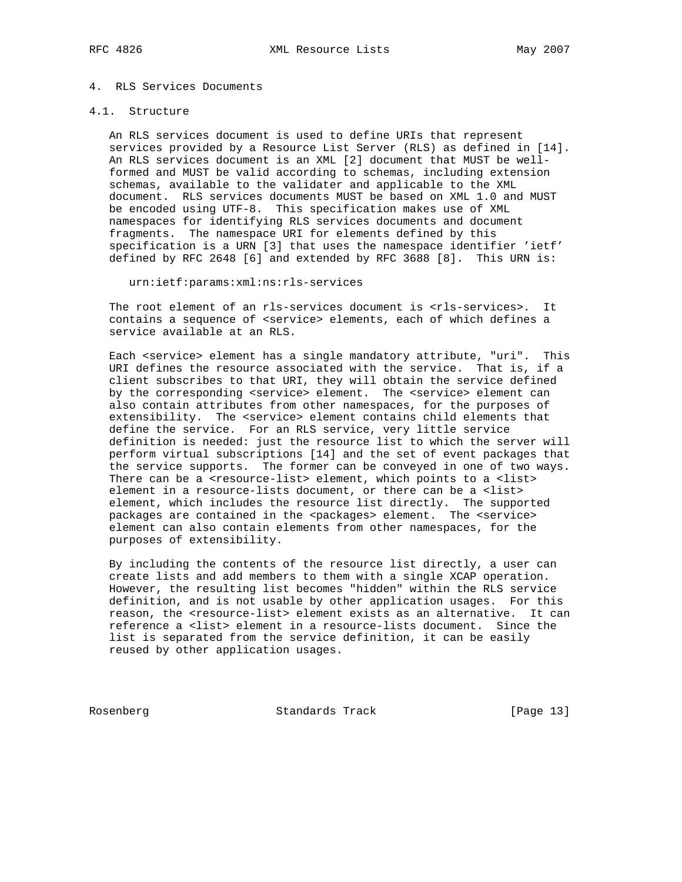# 4. RLS Services Documents

## 4.1. Structure

An RLS services document is used to define URIs that represent services provided by a Resource List Server (RLS) as defined in [14]. An RLS services document is an XML [2] document that MUST be well-formed and MUST be valid according to schemas, including extension schemas, available to the validater and applicable to the XML document. RLS services documents MUST be based on XML 1.0 and MUST be encoded using UTF-8. This specification makes use of XML namespaces for identifying RLS services documents and document fragments. The namespace URI for elements defined by this specification is a URN [3] that uses the namespace identifier 'ietf' defined by RFC 2648 [6] and extended by RFC 3688 [8]. This URN is:

```
urn:ietf:params:xml:ns:rls-services
```

The root element of an rls-services document is <rls-services>. It contains a sequence of <service> elements, each of which defines a service available at an RLS.

Each <service> element has a single mandatory attribute, "uri". This URI defines the resource associated with the service. That is, if a client subscribes to that URI, they will obtain the service defined by the corresponding <service> element. The <service> element can also contain attributes from other namespaces, for the purposes of extensibility. The <service> element contains child elements that define the service. For an RLS service, very little service definition is needed: just the resource list to which the server will perform virtual subscriptions [14] and the set of event packages that the service supports. The former can be conveyed in one of two ways. There can be a <resource-list> element, which points to a <list> element in a resource-lists document, or there can be a <list> element, which includes the resource list directly. The supported packages are contained in the <packages> element. The <service> element can also contain elements from other namespaces, for the purposes of extensibility.

By including the contents of the resource list directly, a user can create lists and add members to them with a single XCAP operation. However, the resulting list becomes "hidden" within the RLS service definition, and is not usable by other application usages. For this reason, the <resource-list> element exists as an alternative. It can reference a <list> element in a resource-lists document. Since the list is separated from the service definition, it can be easily reused by other application usages.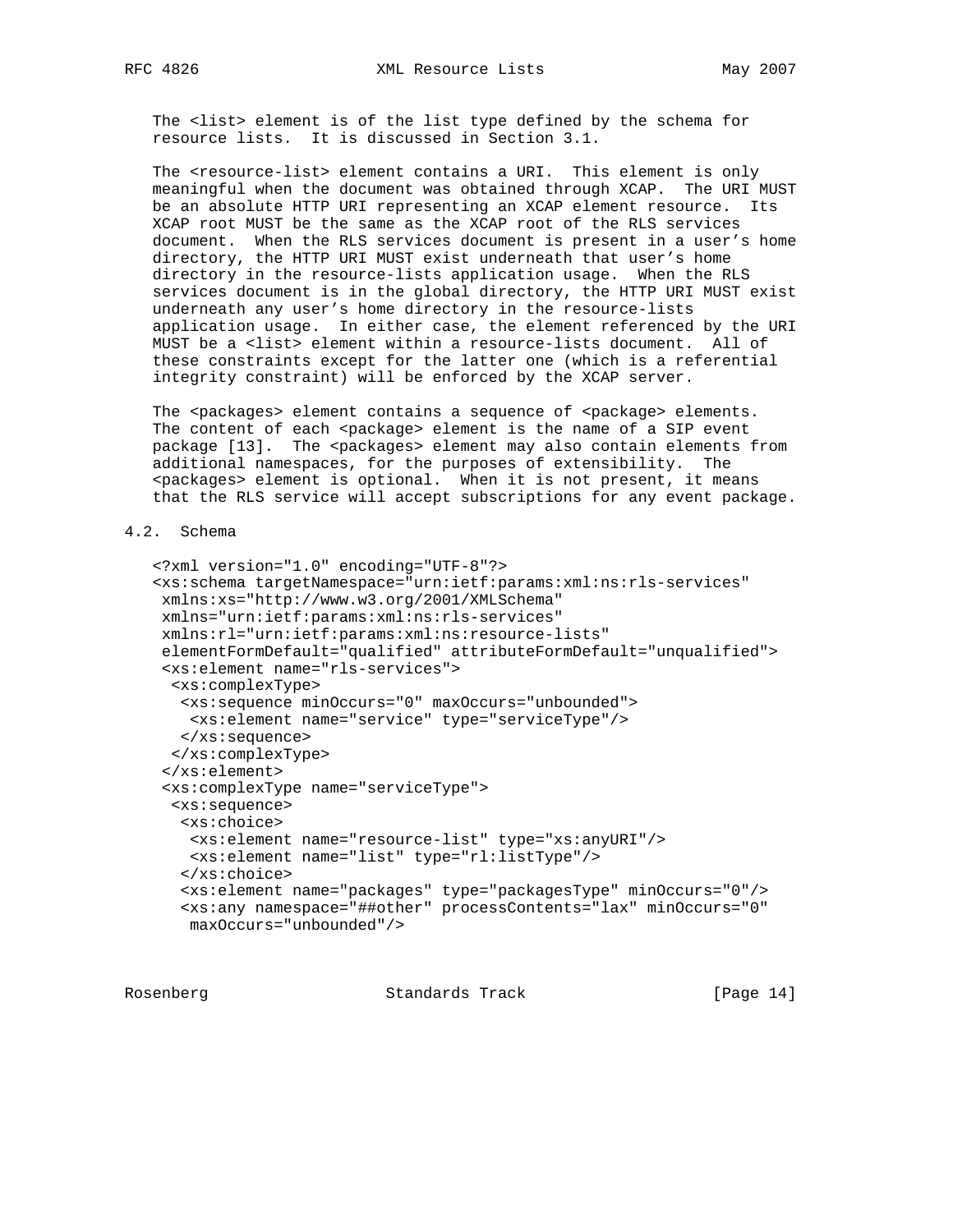The <list> element is of the list type defined by the schema for resource lists. It is discussed in Section 3.1.

The <resource-list> element contains a URI. This element is only meaningful when the document was obtained through XCAP. The URI MUST be an absolute HTTP URI representing an XCAP element resource. Its XCAP root MUST be the same as the XCAP root of the RLS services document. When the RLS services document is present in a user's home directory, the HTTP URI MUST exist underneath that user's home directory in the resource-lists application usage. When the RLS services document is in the global directory, the HTTP URI MUST exist underneath any user's home directory in the resource-lists application usage. In either case, the element referenced by the URI MUST be a <list> element within a resource-lists document. All of these constraints except for the latter one (which is a referential integrity constraint) will be enforced by the XCAP server.

The <packages> element contains a sequence of <package> elements. The content of each <package> element is the name of a SIP event package [13]. The <packages> element may also contain elements from additional namespaces, for the purposes of extensibility. The <packages> element is optional. When it is not present, it means that the RLS service will accept subscriptions for any event package.

## 4.2. Schema

```
<?xml version="1.0" encoding="UTF-8"?>
<xs:schema targetNamespace="urn:ietf:params:xml:ns:rls-services"
 xmlns:xs="http://www.w3.org/2001/XMLSchema"
 xmlns="urn:ietf:params:xml:ns:rls-services"
 xmlns:rl="urn:ietf:params:xml:ns:resource-lists"
 elementFormDefault="qualified" attributeFormDefault="unqualified">
 <xs:element name="rls-services">
  <xs:complexType>
   <xs:sequence minOccurs="0" maxOccurs="unbounded">
    <xs:element name="service" type="serviceType"/>
   </xs:sequence>
  </xs:complexType>
 </xs:element>
 <xs:complexType name="serviceType">
  <xs:sequence>
   <xs:choice>
    <xs:element name="resource-list" type="xs:anyURI"/>
    <xs:element name="list" type="rl:listType"/>
   </xs:choice>
   <xs:element name="packages" type="packagesType" minOccurs="0"/>
   <xs:any namespace="##other" processContents="lax" minOccurs="0"
    maxOccurs="unbounded"/>
```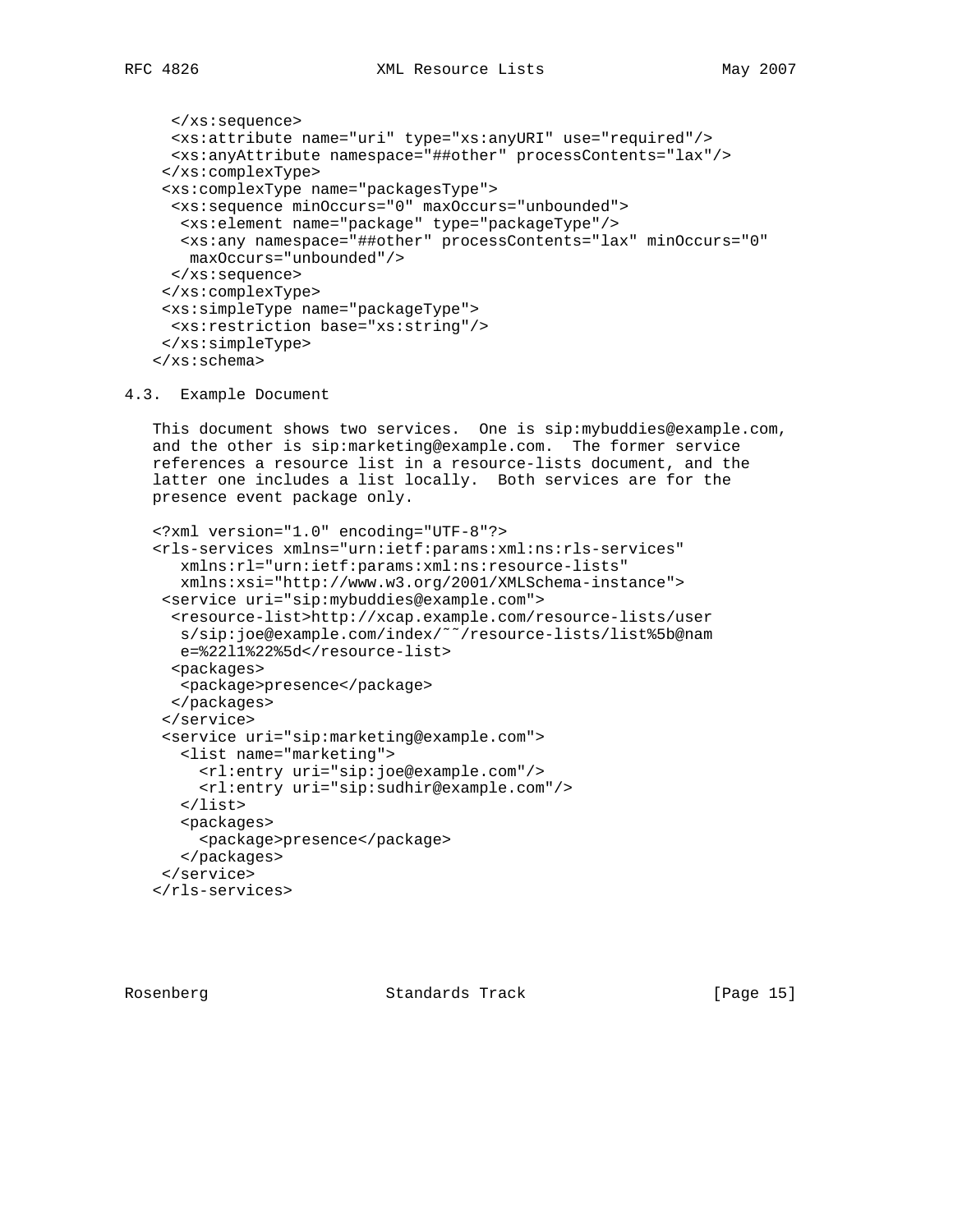```
  </xs:sequence>
  <xs:attribute name="uri" type="xs:anyURI" use="required"/>
  <xs:anyAttribute namespace="##other" processContents="lax"/>
 </xs:complexType>
 <xs:complexType name="packagesType">
  <xs:sequence minOccurs="0" maxOccurs="unbounded">
   <xs:element name="package" type="packageType"/>
   <xs:any namespace="##other" processContents="lax" minOccurs="0"
    maxOccurs="unbounded"/>
  </xs:sequence>
 </xs:complexType>
 <xs:simpleType name="packageType">
  <xs:restriction base="xs:string"/>
 </xs:simpleType>
</xs:schema>
```

### 4.3. Example Document

This document shows two services. One is sip:mybuddies@example.com, and the other is sip:marketing@example.com. The former service references a resource list in a resource-lists document, and the latter one includes a list locally. Both services are for the presence event package only.

```
<?xml version="1.0" encoding="UTF-8"?>
<rls-services xmlns="urn:ietf:params:xml:ns:rls-services"
   xmlns:rl="urn:ietf:params:xml:ns:resource-lists"
   xmlns:xsi="http://www.w3.org/2001/XMLSchema-instance">
 <service uri="sip:mybuddies@example.com">
  <resource-list>http://xcap.example.com/resource-lists/user
   s/sip:joe@example.com/index/~~/resource-lists/list%5b@nam
   e=%22l1%22%5d</resource-list>
  <packages>
   <package>presence</package>
  </packages>
 </service>
 <service uri="sip:marketing@example.com">
   <list name="marketing">
     <rl:entry uri="sip:joe@example.com"/>
     <rl:entry uri="sip:sudhir@example.com"/>
   </list>
   <packages>
     <package>presence</package>
   </packages>
 </service>
</rls-services>
```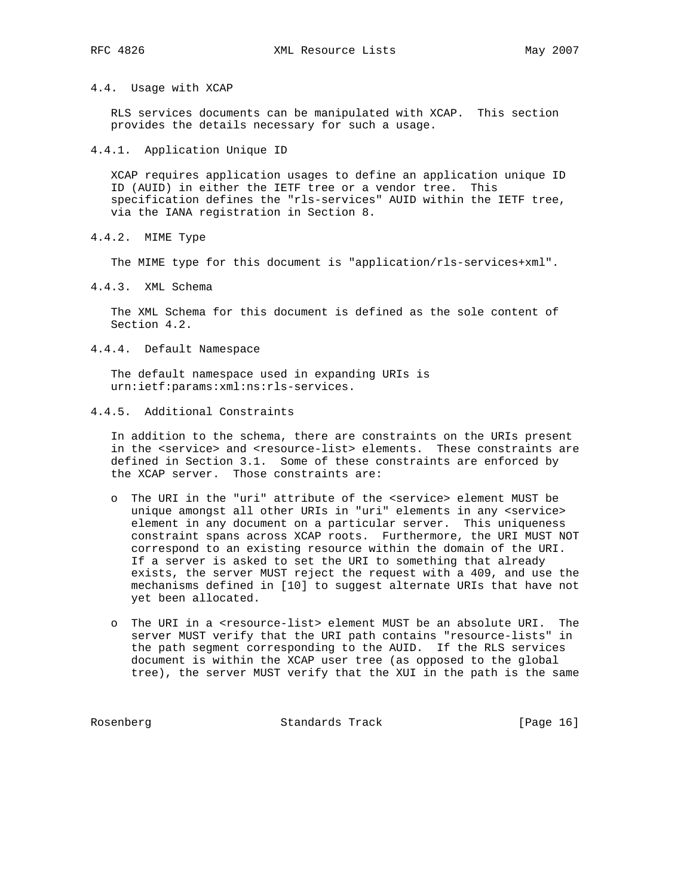### 4.4. Usage with XCAP

RLS services documents can be manipulated with XCAP. This section provides the details necessary for such a usage.

#### 4.4.1. Application Unique ID

XCAP requires application usages to define an application unique ID ID (AUID) in either the IETF tree or a vendor tree. This specification defines the "rls-services" AUID within the IETF tree, via the IANA registration in Section 8.

#### 4.4.2. MIME Type

The MIME type for this document is "application/rls-services+xml".

#### 4.4.3. XML Schema

The XML Schema for this document is defined as the sole content of Section 4.2.

#### 4.4.4. Default Namespace

The default namespace used in expanding URIs is urn:ietf:params:xml:ns:rls-services.

#### 4.4.5. Additional Constraints

In addition to the schema, there are constraints on the URIs present in the <service> and <resource-list> elements. These constraints are defined in Section 3.1. Some of these constraints are enforced by the XCAP server. Those constraints are:

- The URI in the "uri" attribute of the <service> element MUST be unique amongst all other URIs in "uri" elements in any <service> element in any document on a particular server. This uniqueness constraint spans across XCAP roots. Furthermore, the URI MUST NOT correspond to an existing resource within the domain of the URI. If a server is asked to set the URI to something that already exists, the server MUST reject the request with a 409, and use the mechanisms defined in [10] to suggest alternate URIs that have not yet been allocated.

- The URI in a <resource-list> element MUST be an absolute URI. The server MUST verify that the URI path contains "resource-lists" in the path segment corresponding to the AUID. If the RLS services document is within the XCAP user tree (as opposed to the global tree), the server MUST verify that the XUI in the path is the same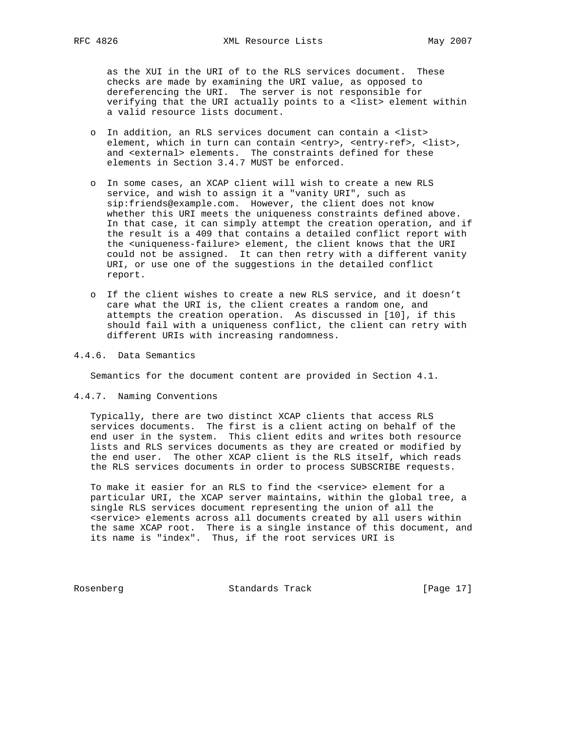as the XUI in the URI of to the RLS services document. These checks are made by examining the URI value, as opposed to dereferencing the URI. The server is not responsible for verifying that the URI actually points to a <list> element within a valid resource lists document.

- In addition, an RLS services document can contain a <list> element, which in turn can contain <entry>, <entry-ref>, <list>, and <external> elements. The constraints defined for these elements in Section 3.4.7 MUST be enforced.

- In some cases, an XCAP client will wish to create a new RLS service, and wish to assign it a "vanity URI", such as sip:friends@example.com. However, the client does not know whether this URI meets the uniqueness constraints defined above. In that case, it can simply attempt the creation operation, and if the result is a 409 that contains a detailed conflict report with the <uniqueness-failure> element, the client knows that the URI could not be assigned. It can then retry with a different vanity URI, or use one of the suggestions in the detailed conflict report.

- If the client wishes to create a new RLS service, and it doesn't care what the URI is, the client creates a random one, and attempts the creation operation. As discussed in [10], if this should fail with a uniqueness conflict, the client can retry with different URIs with increasing randomness.

### 4.4.6. Data Semantics

Semantics for the document content are provided in Section 4.1.

### 4.4.7. Naming Conventions

Typically, there are two distinct XCAP clients that access RLS services documents. The first is a client acting on behalf of the end user in the system. This client edits and writes both resource lists and RLS services documents as they are created or modified by the end user. The other XCAP client is the RLS itself, which reads the RLS services documents in order to process SUBSCRIBE requests.

To make it easier for an RLS to find the <service> element for a particular URI, the XCAP server maintains, within the global tree, a single RLS services document representing the union of all the <service> elements across all documents created by all users within the same XCAP root. There is a single instance of this document, and its name is "index". Thus, if the root services URI is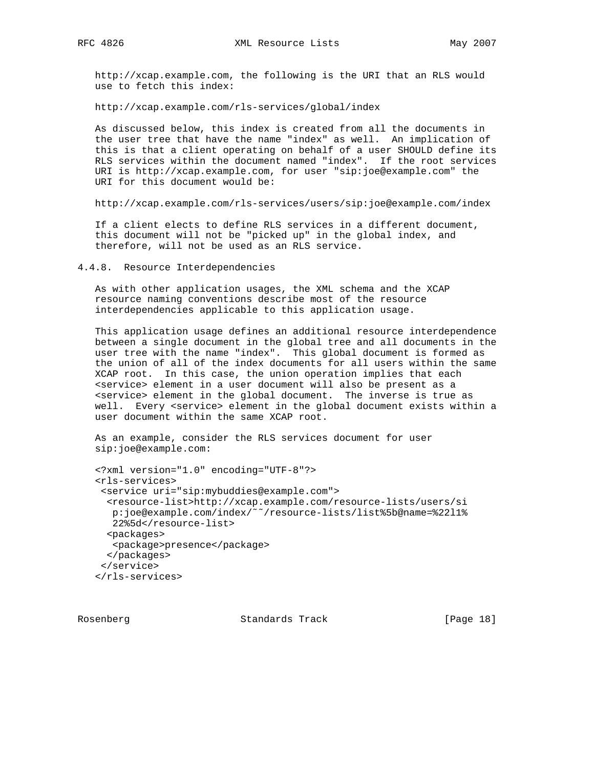http://xcap.example.com, the following is the URI that an RLS would use to fetch this index:

http://xcap.example.com/rls-services/global/index

As discussed below, this index is created from all the documents in the user tree that have the name "index" as well. An implication of this is that a client operating on behalf of a user SHOULD define its RLS services within the document named "index". If the root services URI is http://xcap.example.com, for user "sip:joe@example.com" the URI for this document would be:

http://xcap.example.com/rls-services/users/sip:joe@example.com/index

If a client elects to define RLS services in a different document, this document will not be "picked up" in the global index, and therefore, will not be used as an RLS service.

#### 4.4.8. Resource Interdependencies

As with other application usages, the XML schema and the XCAP resource naming conventions describe most of the resource interdependencies applicable to this application usage.

This application usage defines an additional resource interdependence between a single document in the global tree and all documents in the user tree with the name "index". This global document is formed as the union of all of the index documents for all users within the same XCAP root. In this case, the union operation implies that each <service> element in a user document will also be present as a <service> element in the global document. The inverse is true as well. Every <service> element in the global document exists within a user document within the same XCAP root.

As an example, consider the RLS services document for user sip:joe@example.com:

```
<?xml version="1.0" encoding="UTF-8"?>
<rls-services>
 <service uri="sip:mybuddies@example.com">
  <resource-list>http://xcap.example.com/resource-lists/users/si
   p:joe@example.com/index/~~/resource-lists/list%5b@name=%22l1%
   22%5d</resource-list>
  <packages>
   <package>presence</package>
  </packages>
 </service>
</rls-services>
```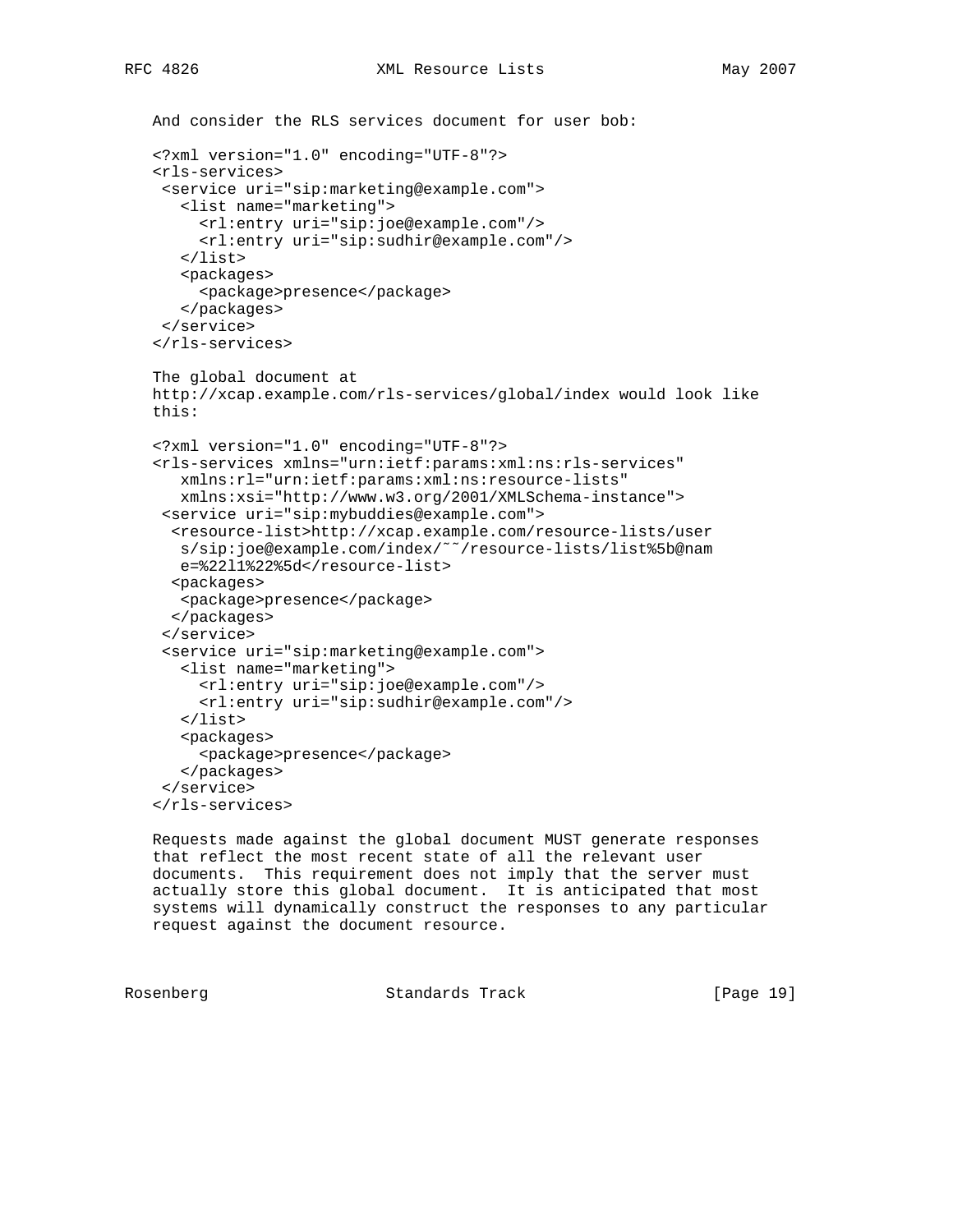And consider the RLS services document for user bob:

```
<?xml version="1.0" encoding="UTF-8"?>
<rls-services>
 <service uri="sip:marketing@example.com">
   <list name="marketing">
     <rl:entry uri="sip:joe@example.com"/>
     <rl:entry uri="sip:sudhir@example.com"/>
   </list>
   <packages>
     <package>presence</package>
   </packages>
 </service>
</rls-services>
```

The global document at http://xcap.example.com/rls-services/global/index would look like this:

```
<?xml version="1.0" encoding="UTF-8"?>
<rls-services xmlns="urn:ietf:params:xml:ns:rls-services"
   xmlns:rl="urn:ietf:params:xml:ns:resource-lists"
   xmlns:xsi="http://www.w3.org/2001/XMLSchema-instance">
 <service uri="sip:mybuddies@example.com">
  <resource-list>http://xcap.example.com/resource-lists/user
   s/sip:joe@example.com/index/~~/resource-lists/list%5b@nam
   e=%22l1%22%5d</resource-list>
  <packages>
   <package>presence</package>
  </packages>
 </service>
 <service uri="sip:marketing@example.com">
   <list name="marketing">
     <rl:entry uri="sip:joe@example.com"/>
     <rl:entry uri="sip:sudhir@example.com"/>
   </list>
   <packages>
     <package>presence</package>
   </packages>
 </service>
</rls-services>
```

Requests made against the global document MUST generate responses that reflect the most recent state of all the relevant user documents. This requirement does not imply that the server must actually store this global document. It is anticipated that most systems will dynamically construct the responses to any particular request against the document resource.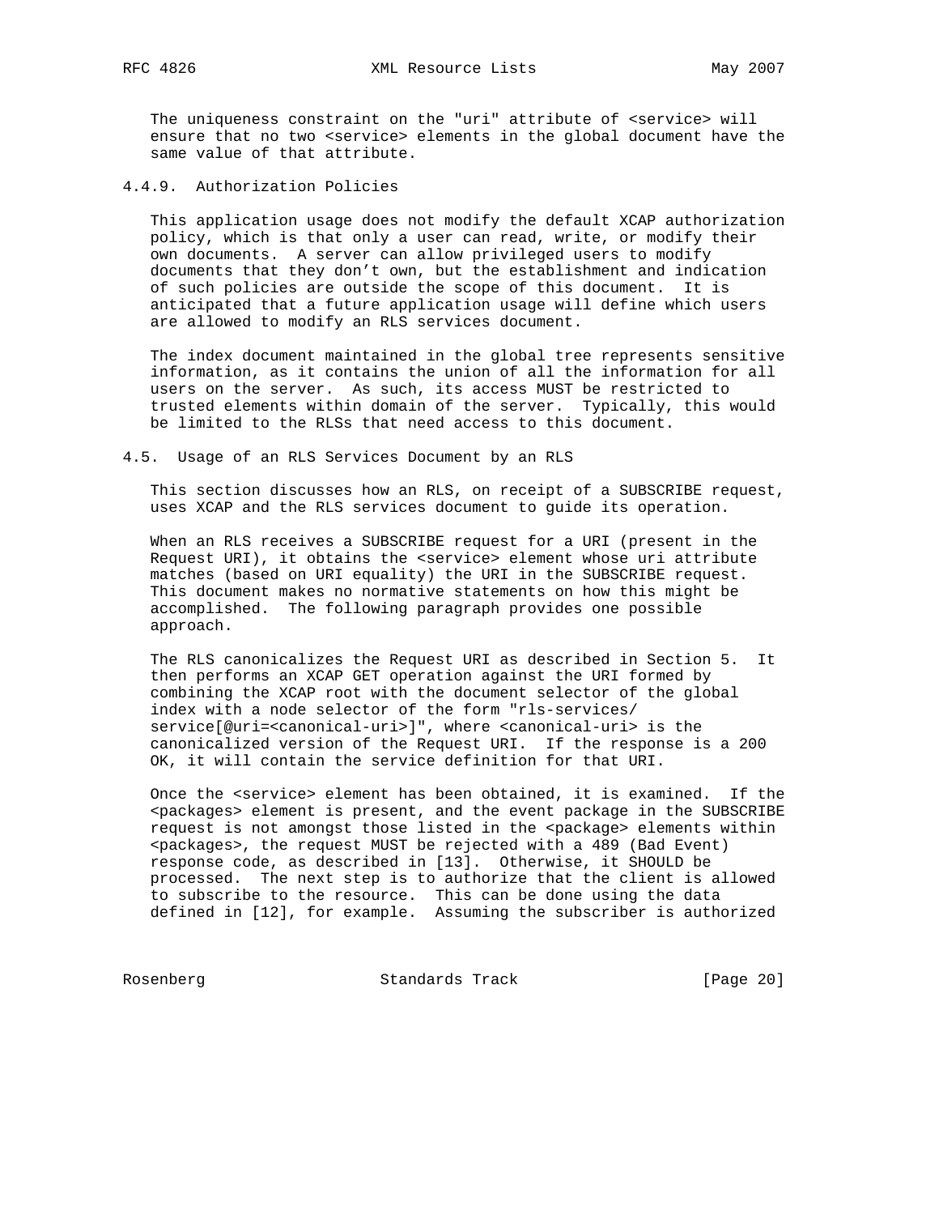The uniqueness constraint on the "uri" attribute of <service> will ensure that no two <service> elements in the global document have the same value of that attribute.

### 4.4.9. Authorization Policies

This application usage does not modify the default XCAP authorization policy, which is that only a user can read, write, or modify their own documents. A server can allow privileged users to modify documents that they don't own, but the establishment and indication of such policies are outside the scope of this document. It is anticipated that a future application usage will define which users are allowed to modify an RLS services document.

The index document maintained in the global tree represents sensitive information, as it contains the union of all the information for all users on the server. As such, its access MUST be restricted to trusted elements within domain of the server. Typically, this would be limited to the RLSs that need access to this document.

## 4.5. Usage of an RLS Services Document by an RLS

This section discusses how an RLS, on receipt of a SUBSCRIBE request, uses XCAP and the RLS services document to guide its operation.

When an RLS receives a SUBSCRIBE request for a URI (present in the Request URI), it obtains the <service> element whose uri attribute matches (based on URI equality) the URI in the SUBSCRIBE request. This document makes no normative statements on how this might be accomplished. The following paragraph provides one possible approach.

The RLS canonicalizes the Request URI as described in Section 5. It then performs an XCAP GET operation against the URI formed by combining the XCAP root with the document selector of the global index with a node selector of the form "rls-services/service[@uri=<canonical-uri>]", where <canonical-uri> is the canonicalized version of the Request URI. If the response is a 200 OK, it will contain the service definition for that URI.

Once the <service> element has been obtained, it is examined. If the <packages> element is present, and the event package in the SUBSCRIBE request is not amongst those listed in the <package> elements within <packages>, the request MUST be rejected with a 489 (Bad Event) response code, as described in [13]. Otherwise, it SHOULD be processed. The next step is to authorize that the client is allowed to subscribe to the resource. This can be done using the data defined in [12], for example. Assuming the subscriber is authorized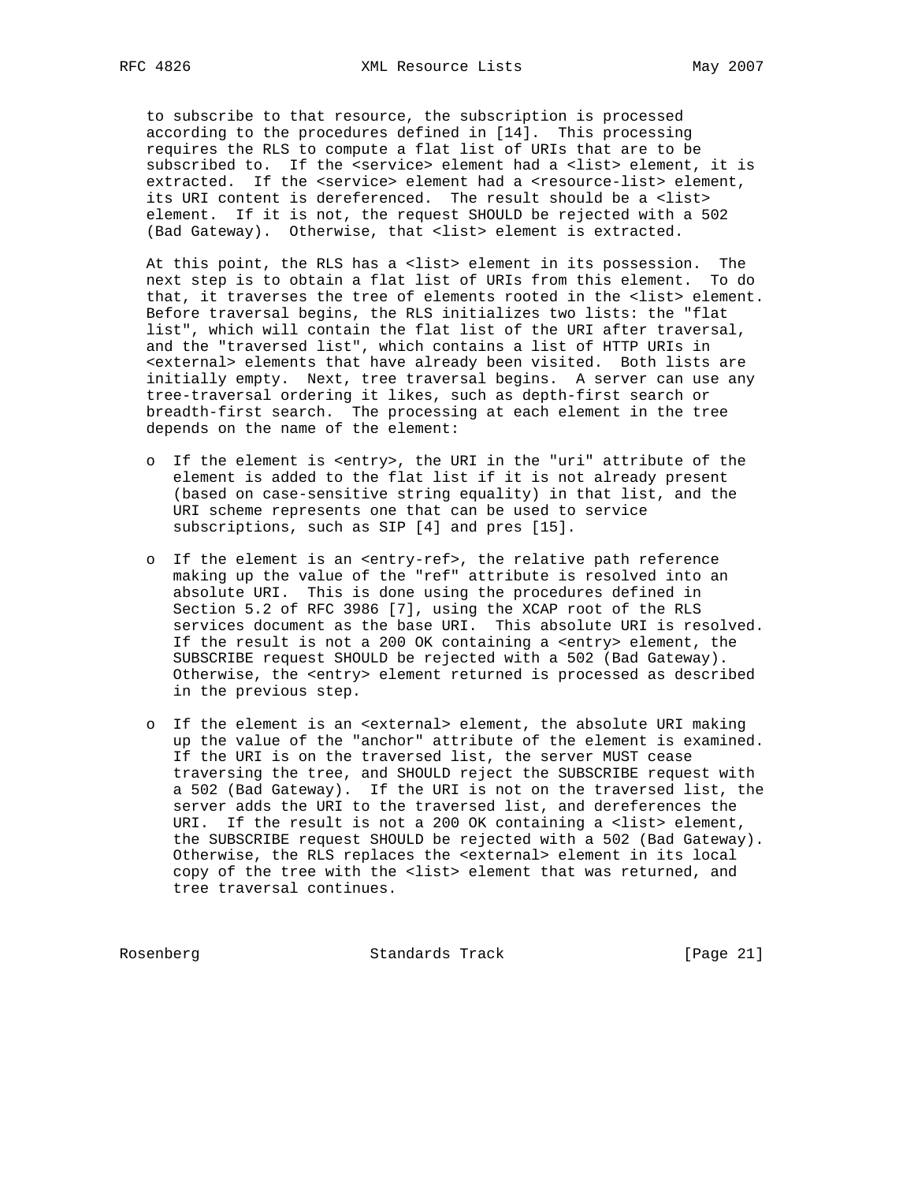to subscribe to that resource, the subscription is processed according to the procedures defined in [14]. This processing requires the RLS to compute a flat list of URIs that are to be subscribed to. If the <service> element had a <list> element, it is extracted. If the <service> element had a <resource-list> element, its URI content is dereferenced. The result should be a <list> element. If it is not, the request SHOULD be rejected with a 502 (Bad Gateway). Otherwise, that <list> element is extracted.

At this point, the RLS has a <list> element in its possession. The next step is to obtain a flat list of URIs from this element. To do that, it traverses the tree of elements rooted in the <list> element. Before traversal begins, the RLS initializes two lists: the "flat list", which will contain the flat list of the URI after traversal, and the "traversed list", which contains a list of HTTP URIs in <external> elements that have already been visited. Both lists are initially empty. Next, tree traversal begins. A server can use any tree-traversal ordering it likes, such as depth-first search or breadth-first search. The processing at each element in the tree depends on the name of the element:

- If the element is <entry>, the URI in the "uri" attribute of the element is added to the flat list if it is not already present (based on case-sensitive string equality) in that list, and the URI scheme represents one that can be used to service subscriptions, such as SIP [4] and pres [15].

- If the element is an <entry-ref>, the relative path reference making up the value of the "ref" attribute is resolved into an absolute URI. This is done using the procedures defined in Section 5.2 of RFC 3986 [7], using the XCAP root of the RLS services document as the base URI. This absolute URI is resolved. If the result is not a 200 OK containing a <entry> element, the SUBSCRIBE request SHOULD be rejected with a 502 (Bad Gateway). Otherwise, the <entry> element returned is processed as described in the previous step.

- If the element is an <external> element, the absolute URI making up the value of the "anchor" attribute of the element is examined. If the URI is on the traversed list, the server MUST cease traversing the tree, and SHOULD reject the SUBSCRIBE request with a 502 (Bad Gateway). If the URI is not on the traversed list, the server adds the URI to the traversed list, and dereferences the URI. If the result is not a 200 OK containing a <list> element, the SUBSCRIBE request SHOULD be rejected with a 502 (Bad Gateway). Otherwise, the RLS replaces the <external> element in its local copy of the tree with the <list> element that was returned, and tree traversal continues.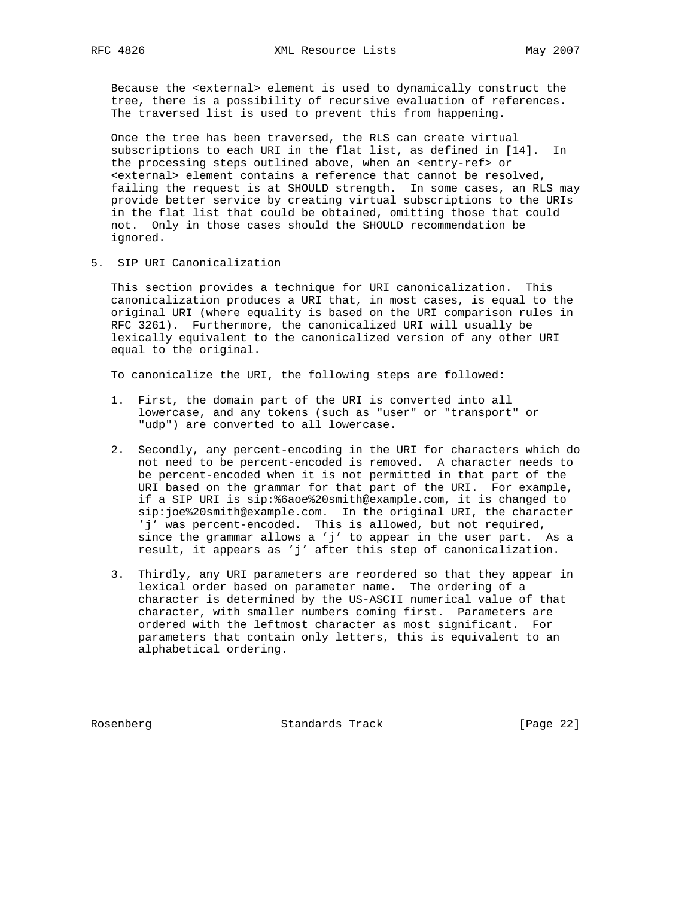Because the <external> element is used to dynamically construct the tree, there is a possibility of recursive evaluation of references. The traversed list is used to prevent this from happening.

Once the tree has been traversed, the RLS can create virtual subscriptions to each URI in the flat list, as defined in [14]. In the processing steps outlined above, when an <entry-ref> or <external> element contains a reference that cannot be resolved, failing the request is at SHOULD strength. In some cases, an RLS may provide better service by creating virtual subscriptions to the URIs in the flat list that could be obtained, omitting those that could not. Only in those cases should the SHOULD recommendation be ignored.

## 5. SIP URI Canonicalization

This section provides a technique for URI canonicalization. This canonicalization produces a URI that, in most cases, is equal to the original URI (where equality is based on the URI comparison rules in RFC 3261). Furthermore, the canonicalized URI will usually be lexically equivalent to the canonicalized version of any other URI equal to the original.

To canonicalize the URI, the following steps are followed:

1. First, the domain part of the URI is converted into all lowercase, and any tokens (such as "user" or "transport" or "udp") are converted to all lowercase.

2. Secondly, any percent-encoding in the URI for characters which do not need to be percent-encoded is removed. A character needs to be percent-encoded when it is not permitted in that part of the URI based on the grammar for that part of the URI. For example, if a SIP URI is sip:%6aoe%20smith@example.com, it is changed to sip:joe%20smith@example.com. In the original URI, the character 'j' was percent-encoded. This is allowed, but not required, since the grammar allows a 'j' to appear in the user part. As a result, it appears as 'j' after this step of canonicalization.

3. Thirdly, any URI parameters are reordered so that they appear in lexical order based on parameter name. The ordering of a character is determined by the US-ASCII numerical value of that character, with smaller numbers coming first. Parameters are ordered with the leftmost character as most significant. For parameters that contain only letters, this is equivalent to an alphabetical ordering.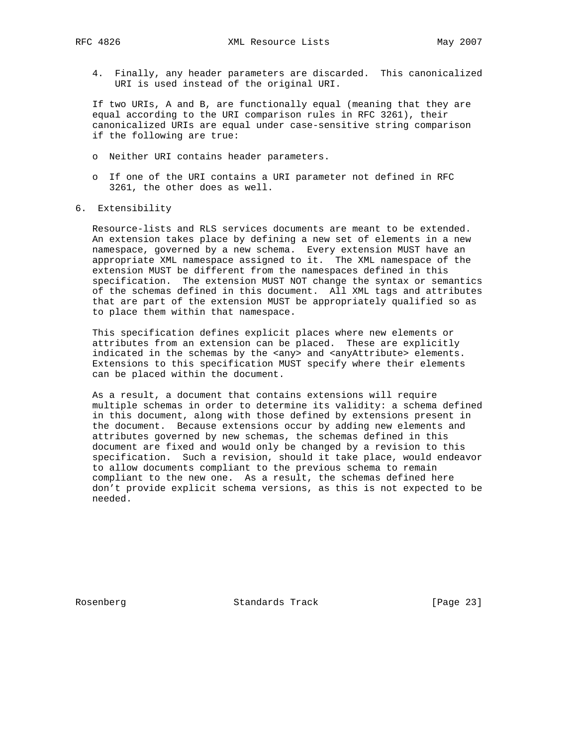4. Finally, any header parameters are discarded. This canonicalized URI is used instead of the original URI.

If two URIs, A and B, are functionally equal (meaning that they are equal according to the URI comparison rules in RFC 3261), their canonicalized URIs are equal under case-sensitive string comparison if the following are true:

- Neither URI contains header parameters.
- If one of the URI contains a URI parameter not defined in RFC 3261, the other does as well.

## 6. Extensibility

Resource-lists and RLS services documents are meant to be extended. An extension takes place by defining a new set of elements in a new namespace, governed by a new schema. Every extension MUST have an appropriate XML namespace assigned to it. The XML namespace of the extension MUST be different from the namespaces defined in this specification. The extension MUST NOT change the syntax or semantics of the schemas defined in this document. All XML tags and attributes that are part of the extension MUST be appropriately qualified so as to place them within that namespace.

This specification defines explicit places where new elements or attributes from an extension can be placed. These are explicitly indicated in the schemas by the <any> and <anyAttribute> elements. Extensions to this specification MUST specify where their elements can be placed within the document.

As a result, a document that contains extensions will require multiple schemas in order to determine its validity: a schema defined in this document, along with those defined by extensions present in the document. Because extensions occur by adding new elements and attributes governed by new schemas, the schemas defined in this document are fixed and would only be changed by a revision to this specification. Such a revision, should it take place, would endeavor to allow documents compliant to the previous schema to remain compliant to the new one. As a result, the schemas defined here don't provide explicit schema versions, as this is not expected to be needed.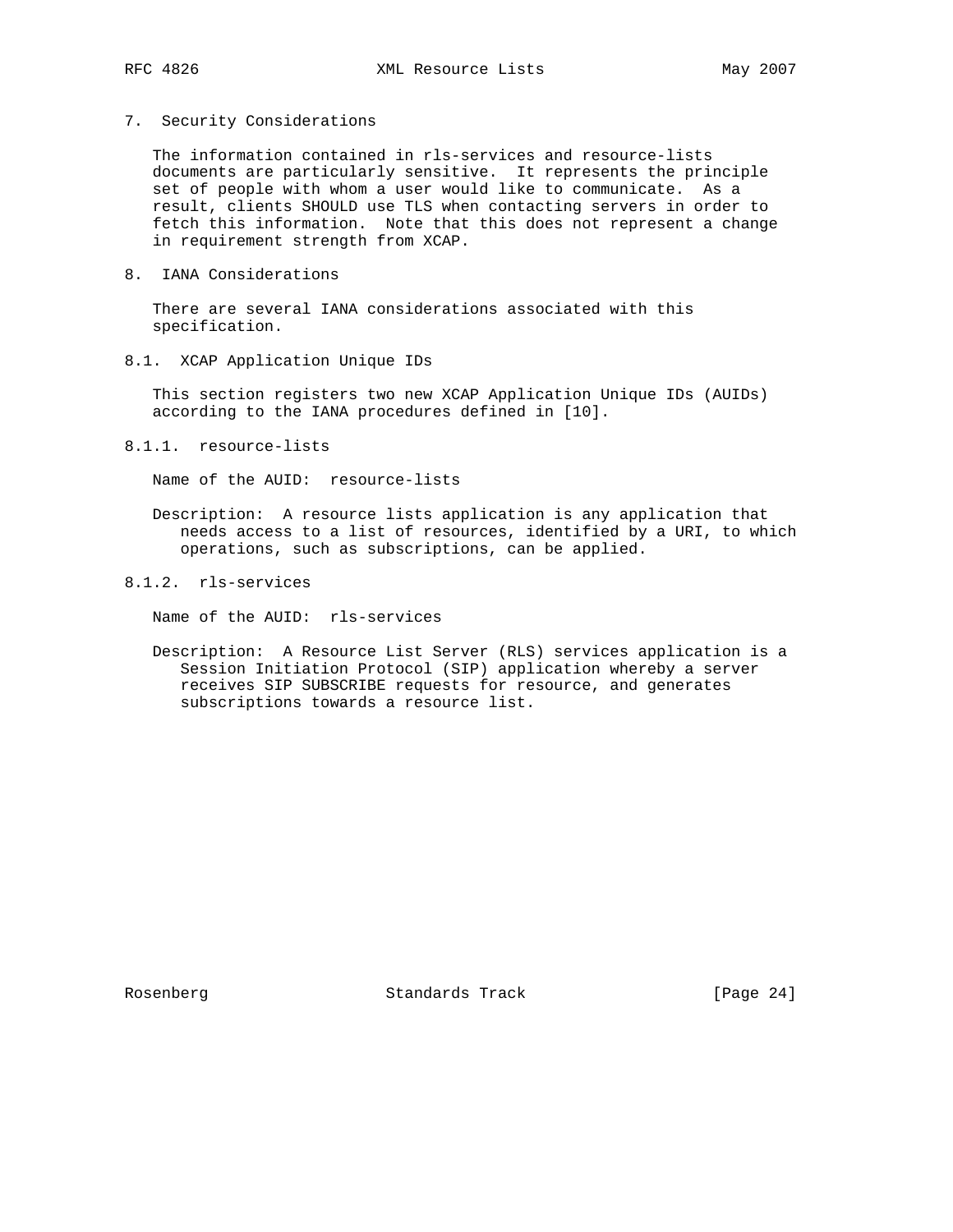## 7. Security Considerations

The information contained in rls-services and resource-lists documents are particularly sensitive. It represents the principle set of people with whom a user would like to communicate. As a result, clients SHOULD use TLS when contacting servers in order to fetch this information. Note that this does not represent a change in requirement strength from XCAP.

## 8. IANA Considerations

There are several IANA considerations associated with this specification.

### 8.1. XCAP Application Unique IDs

This section registers two new XCAP Application Unique IDs (AUIDs) according to the IANA procedures defined in [10].

#### 8.1.1. resource-lists

Name of the AUID: resource-lists

Description: A resource lists application is any application that needs access to a list of resources, identified by a URI, to which operations, such as subscriptions, can be applied.

#### 8.1.2. rls-services

Name of the AUID: rls-services

Description: A Resource List Server (RLS) services application is a Session Initiation Protocol (SIP) application whereby a server receives SIP SUBSCRIBE requests for resource, and generates subscriptions towards a resource list.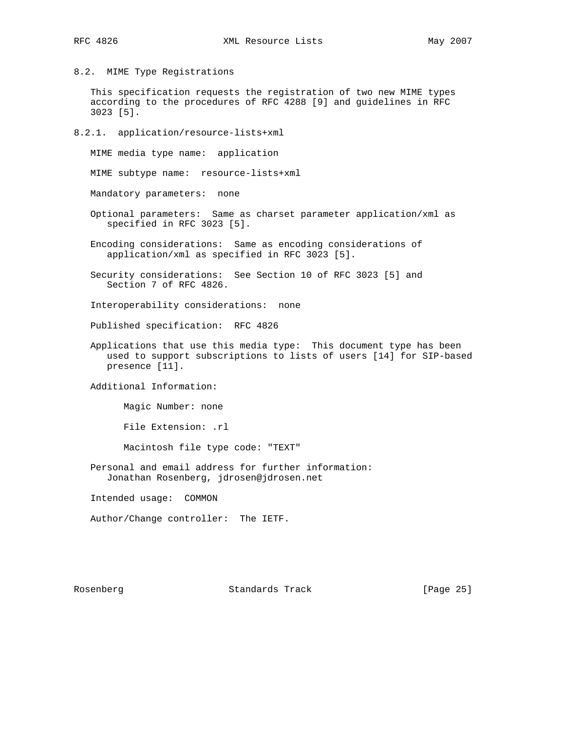## 8.2. MIME Type Registrations

This specification requests the registration of two new MIME types according to the procedures of RFC 4288 [9] and guidelines in RFC 3023 [5].

### 8.2.1. application/resource-lists+xml

MIME media type name: application

MIME subtype name: resource-lists+xml

Mandatory parameters: none

Optional parameters: Same as charset parameter application/xml as specified in RFC 3023 [5].

Encoding considerations: Same as encoding considerations of application/xml as specified in RFC 3023 [5].

Security considerations: See Section 10 of RFC 3023 [5] and Section 7 of RFC 4826.

Interoperability considerations: none

Published specification: RFC 4826

Applications that use this media type: This document type has been used to support subscriptions to lists of users [14] for SIP-based presence [11].

Additional Information:

Magic Number: none

File Extension: .rl

Macintosh file type code: "TEXT"

Personal and email address for further information:
Jonathan Rosenberg, jdrosen@jdrosen.net

Intended usage: COMMON

Author/Change controller: The IETF.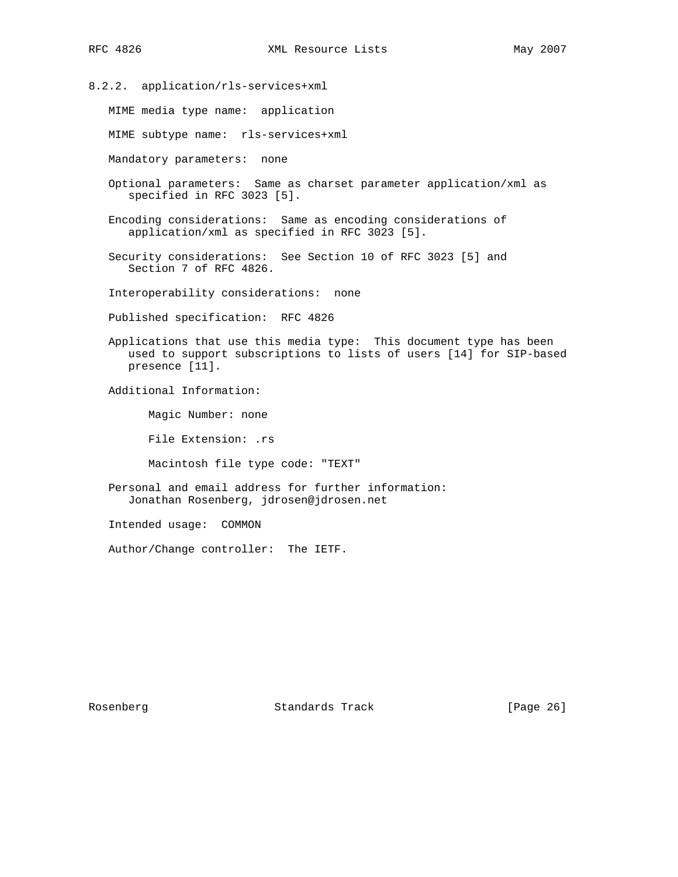#### 8.2.2. application/rls-services+xml

MIME media type name: application

MIME subtype name: rls-services+xml

Mandatory parameters: none

Optional parameters: Same as charset parameter application/xml as specified in RFC 3023 [5].

Encoding considerations: Same as encoding considerations of application/xml as specified in RFC 3023 [5].

Security considerations: See Section 10 of RFC 3023 [5] and Section 7 of RFC 4826.

Interoperability considerations: none

Published specification: RFC 4826

Applications that use this media type: This document type has been used to support subscriptions to lists of users [14] for SIP-based presence [11].

Additional Information:

Magic Number: none

File Extension: .rs

Macintosh file type code: "TEXT"

Personal and email address for further information:
Jonathan Rosenberg, jdrosen@jdrosen.net

Intended usage: COMMON

Author/Change controller: The IETF.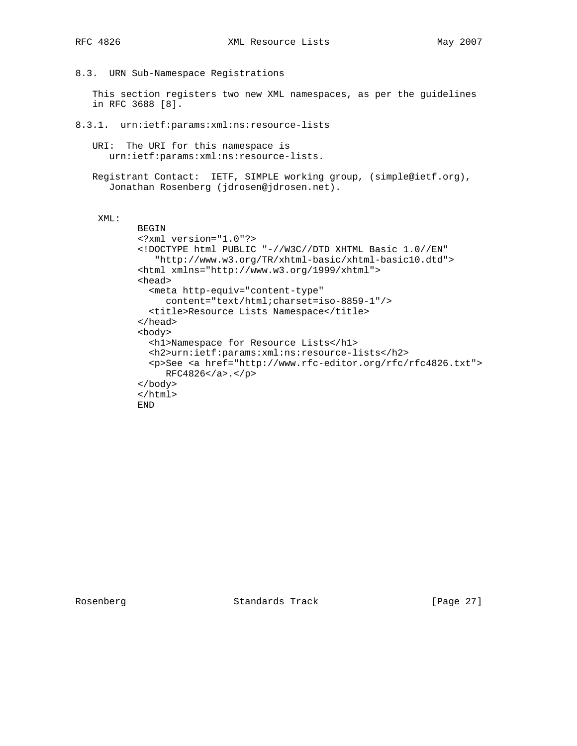### 8.3. URN Sub-Namespace Registrations

This section registers two new XML namespaces, as per the guidelines in RFC 3688 [8].

#### 8.3.1. urn:ietf:params:xml:ns:resource-lists

URI: The URI for this namespace is urn:ietf:params:xml:ns:resource-lists.

Registrant Contact: IETF, SIMPLE working group, (simple@ietf.org), Jonathan Rosenberg (jdrosen@jdrosen.net).

XML:

```
BEGIN
<?xml version="1.0"?>
<!DOCTYPE html PUBLIC "-//W3C//DTD XHTML Basic 1.0//EN"
   "http://www.w3.org/TR/xhtml-basic/xhtml-basic10.dtd">
<html xmlns="http://www.w3.org/1999/xhtml">
<head>
  <meta http-equiv="content-type"
     content="text/html;charset=iso-8859-1"/>
  <title>Resource Lists Namespace</title>
</head>
<body>
  <h1>Namespace for Resource Lists</h1>
  <h2>urn:ietf:params:xml:ns:resource-lists</h2>
  <p>See <a href="http://www.rfc-editor.org/rfc/rfc4826.txt">
     RFC4826</a>.</p>
</body>
</html>
END
```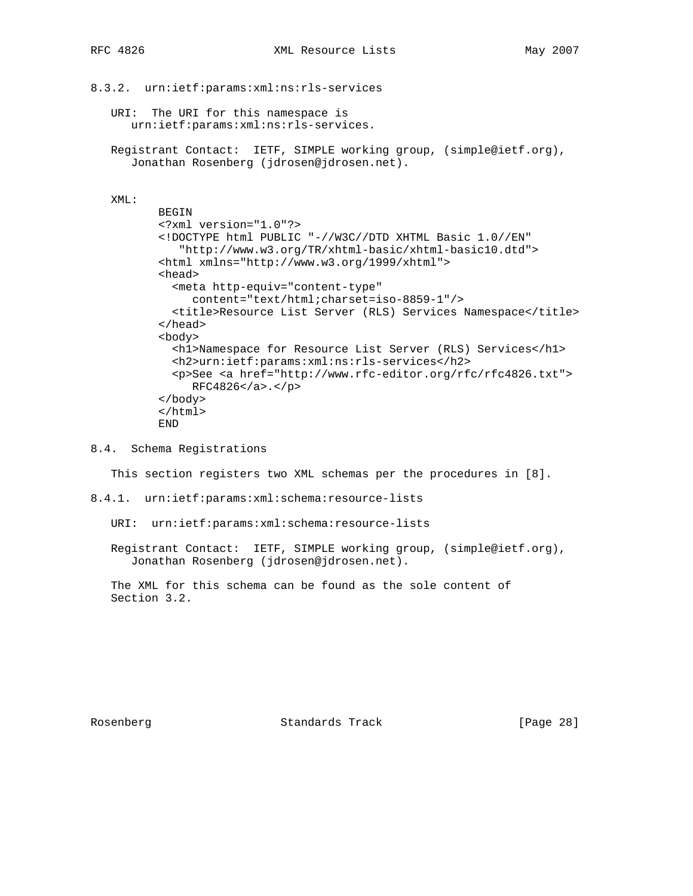### 8.3.2. urn:ietf:params:xml:ns:rls-services

URI: The URI for this namespace is urn:ietf:params:xml:ns:rls-services.

Registrant Contact: IETF, SIMPLE working group, (simple@ietf.org), Jonathan Rosenberg (jdrosen@jdrosen.net).

XML:

```
BEGIN
<?xml version="1.0"?>
<!DOCTYPE html PUBLIC "-//W3C//DTD XHTML Basic 1.0//EN"
   "http://www.w3.org/TR/xhtml-basic/xhtml-basic10.dtd">
<html xmlns="http://www.w3.org/1999/xhtml">
<head>
  <meta http-equiv="content-type"
     content="text/html;charset=iso-8859-1"/>
  <title>Resource List Server (RLS) Services Namespace</title>
</head>
<body>
  <h1>Namespace for Resource List Server (RLS) Services</h1>
  <h2>urn:ietf:params:xml:ns:rls-services</h2>
  <p>See <a href="http://www.rfc-editor.org/rfc/rfc4826.txt">
     RFC4826</a>.</p>
</body>
</html>
END
```

## 8.4. Schema Registrations

This section registers two XML schemas per the procedures in [8].

### 8.4.1. urn:ietf:params:xml:schema:resource-lists

URI: urn:ietf:params:xml:schema:resource-lists

Registrant Contact: IETF, SIMPLE working group, (simple@ietf.org), Jonathan Rosenberg (jdrosen@jdrosen.net).

The XML for this schema can be found as the sole content of Section 3.2.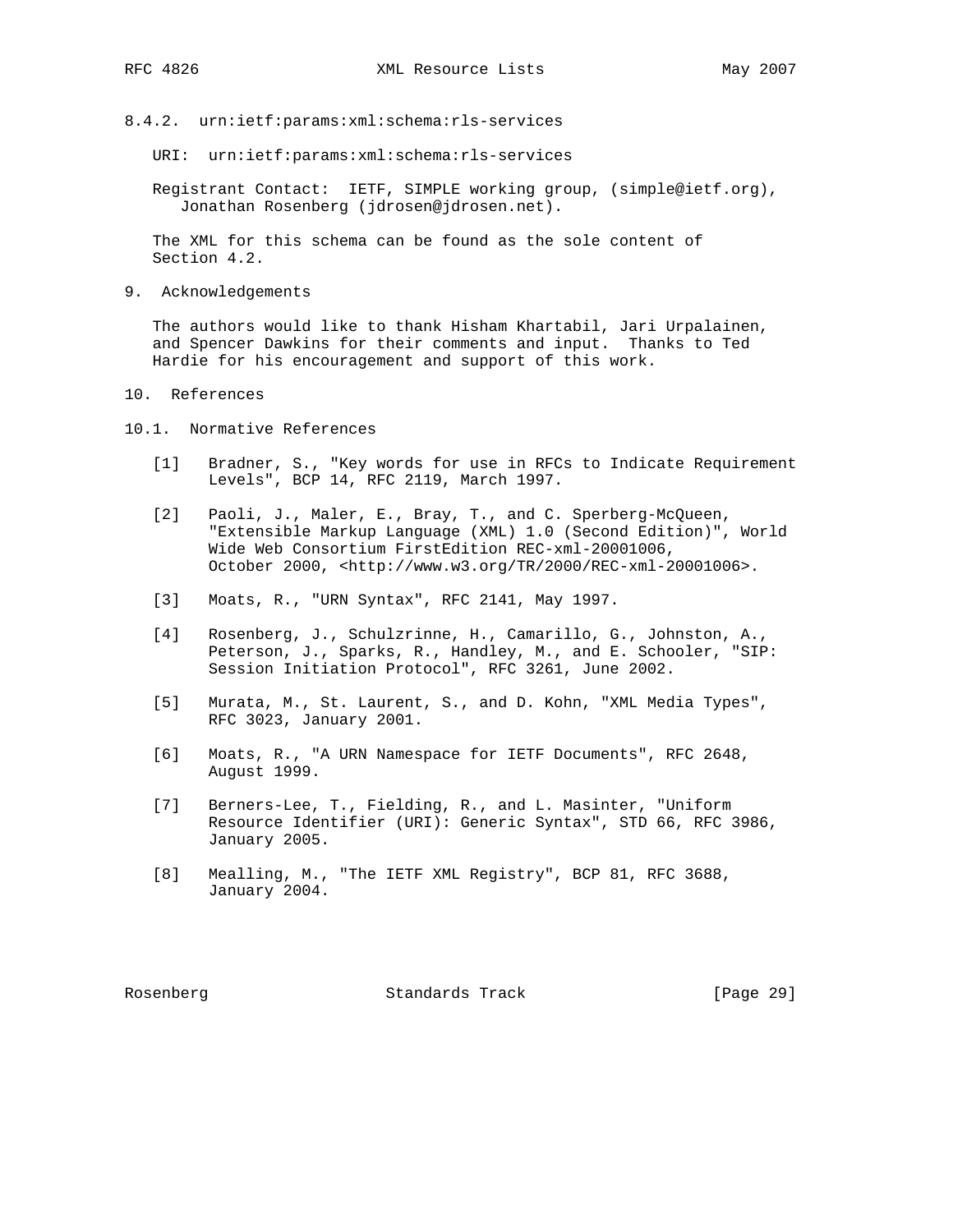#### 8.4.2. urn:ietf:params:xml:schema:rls-services

URI: urn:ietf:params:xml:schema:rls-services

Registrant Contact: IETF, SIMPLE working group, (simple@ietf.org), Jonathan Rosenberg (jdrosen@jdrosen.net).

The XML for this schema can be found as the sole content of Section 4.2.

## 9. Acknowledgements

The authors would like to thank Hisham Khartabil, Jari Urpalainen, and Spencer Dawkins for their comments and input. Thanks to Ted Hardie for his encouragement and support of this work.

## 10. References

### 10.1. Normative References

[1] Bradner, S., "Key words for use in RFCs to Indicate Requirement Levels", BCP 14, RFC 2119, March 1997.

[2] Paoli, J., Maler, E., Bray, T., and C. Sperberg-McQueen, "Extensible Markup Language (XML) 1.0 (Second Edition)", World Wide Web Consortium FirstEdition REC-xml-20001006, October 2000, <http://www.w3.org/TR/2000/REC-xml-20001006>.

[3] Moats, R., "URN Syntax", RFC 2141, May 1997.

[4] Rosenberg, J., Schulzrinne, H., Camarillo, G., Johnston, A., Peterson, J., Sparks, R., Handley, M., and E. Schooler, "SIP: Session Initiation Protocol", RFC 3261, June 2002.

[5] Murata, M., St. Laurent, S., and D. Kohn, "XML Media Types", RFC 3023, January 2001.

[6] Moats, R., "A URN Namespace for IETF Documents", RFC 2648, August 1999.

[7] Berners-Lee, T., Fielding, R., and L. Masinter, "Uniform Resource Identifier (URI): Generic Syntax", STD 66, RFC 3986, January 2005.

[8] Mealling, M., "The IETF XML Registry", BCP 81, RFC 3688, January 2004.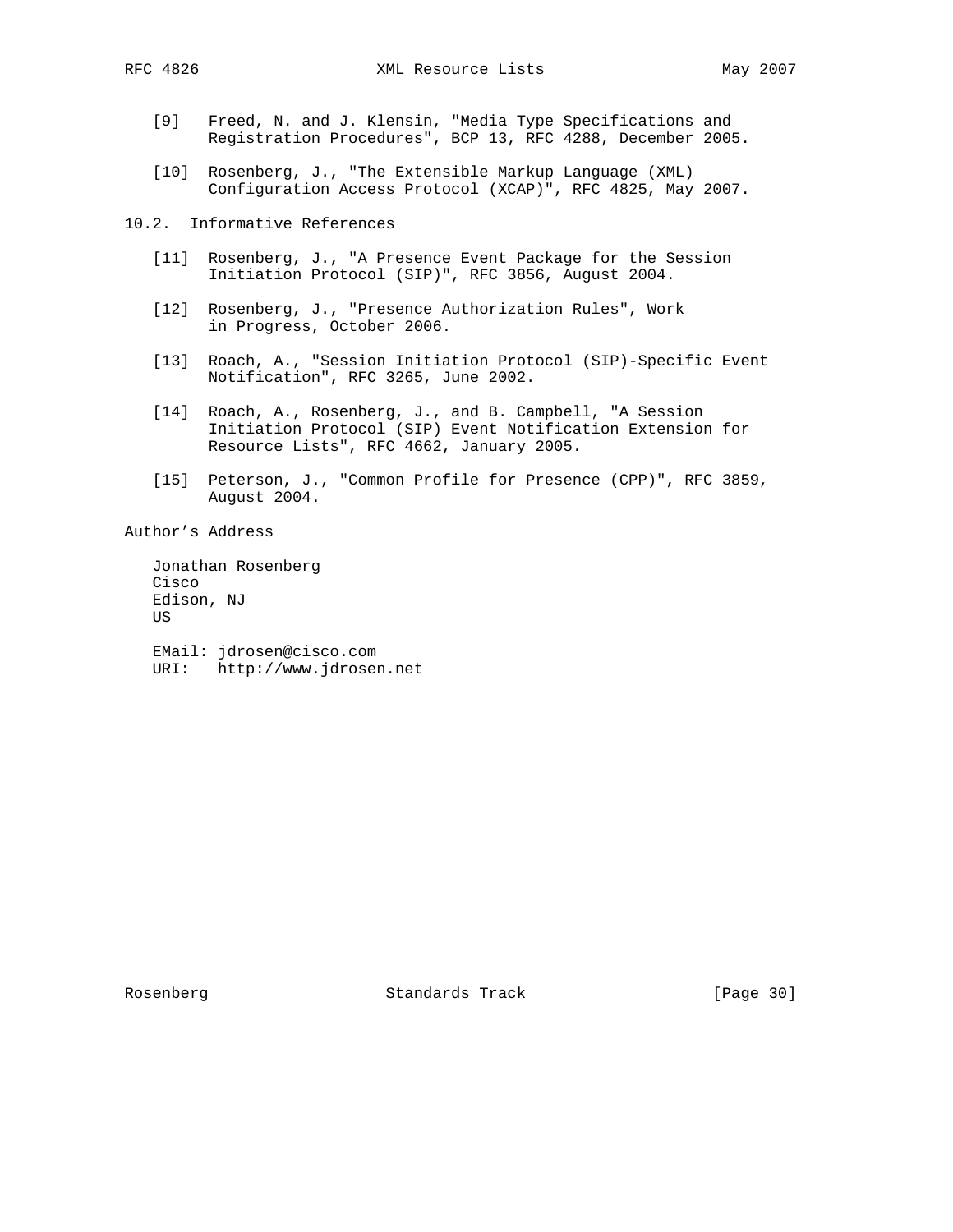[9] Freed, N. and J. Klensin, "Media Type Specifications and Registration Procedures", BCP 13, RFC 4288, December 2005.

[10] Rosenberg, J., "The Extensible Markup Language (XML) Configuration Access Protocol (XCAP)", RFC 4825, May 2007.

## 10.2. Informative References

[11] Rosenberg, J., "A Presence Event Package for the Session Initiation Protocol (SIP)", RFC 3856, August 2004.

[12] Rosenberg, J., "Presence Authorization Rules", Work in Progress, October 2006.

[13] Roach, A., "Session Initiation Protocol (SIP)-Specific Event Notification", RFC 3265, June 2002.

[14] Roach, A., Rosenberg, J., and B. Campbell, "A Session Initiation Protocol (SIP) Event Notification Extension for Resource Lists", RFC 4662, January 2005.

[15] Peterson, J., "Common Profile for Presence (CPP)", RFC 3859, August 2004.

## Author's Address

Jonathan Rosenberg
Cisco
Edison, NJ
US

EMail: jdrosen@cisco.com
URI: http://www.jdrosen.net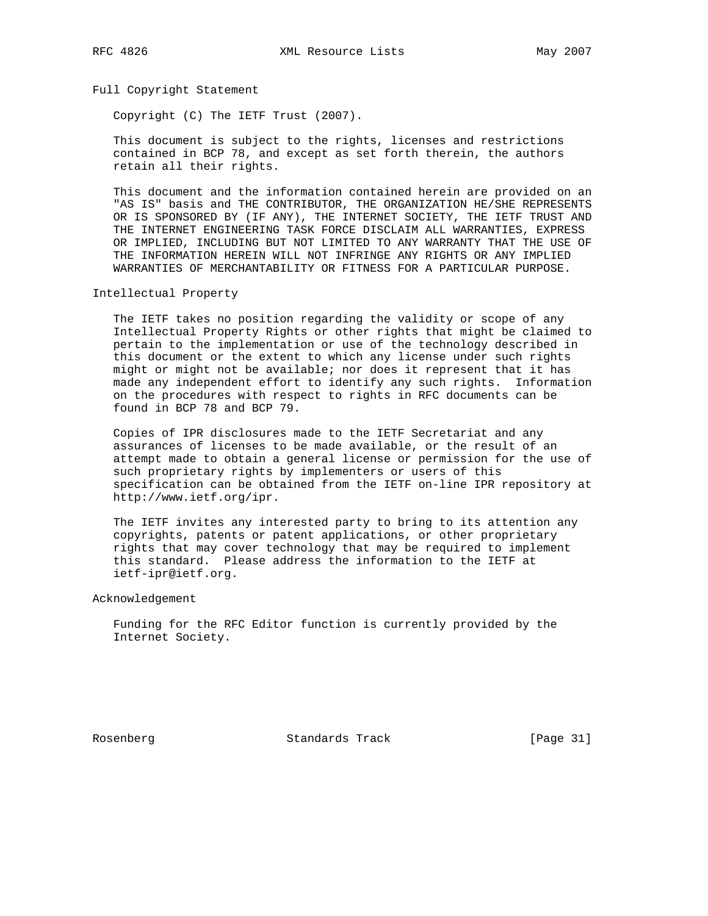## Full Copyright Statement

Copyright (C) The IETF Trust (2007).

This document is subject to the rights, licenses and restrictions contained in BCP 78, and except as set forth therein, the authors retain all their rights.

This document and the information contained herein are provided on an "AS IS" basis and THE CONTRIBUTOR, THE ORGANIZATION HE/SHE REPRESENTS OR IS SPONSORED BY (IF ANY), THE INTERNET SOCIETY, THE IETF TRUST AND THE INTERNET ENGINEERING TASK FORCE DISCLAIM ALL WARRANTIES, EXPRESS OR IMPLIED, INCLUDING BUT NOT LIMITED TO ANY WARRANTY THAT THE USE OF THE INFORMATION HEREIN WILL NOT INFRINGE ANY RIGHTS OR ANY IMPLIED WARRANTIES OF MERCHANTABILITY OR FITNESS FOR A PARTICULAR PURPOSE.

## Intellectual Property

The IETF takes no position regarding the validity or scope of any Intellectual Property Rights or other rights that might be claimed to pertain to the implementation or use of the technology described in this document or the extent to which any license under such rights might or might not be available; nor does it represent that it has made any independent effort to identify any such rights. Information on the procedures with respect to rights in RFC documents can be found in BCP 78 and BCP 79.

Copies of IPR disclosures made to the IETF Secretariat and any assurances of licenses to be made available, or the result of an attempt made to obtain a general license or permission for the use of such proprietary rights by implementers or users of this specification can be obtained from the IETF on-line IPR repository at http://www.ietf.org/ipr.

The IETF invites any interested party to bring to its attention any copyrights, patents or patent applications, or other proprietary rights that may cover technology that may be required to implement this standard. Please address the information to the IETF at ietf-ipr@ietf.org.

## Acknowledgement

Funding for the RFC Editor function is currently provided by the Internet Society.